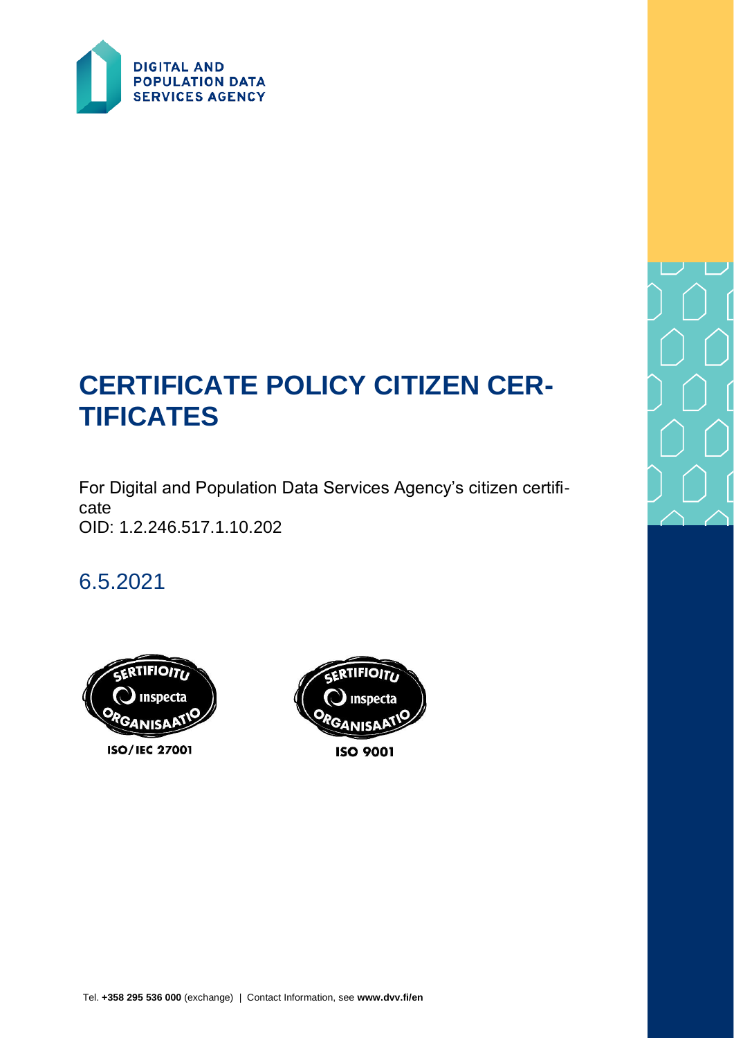DIGITAL AND POPULATION DATA SERVICES AGENCY

# CERTIFICATE POLICY CITIZEN CERTIFICATES

For Digital and Population Data Services Agency's citizen certificate
OID: 1.2.246.517.1.10.202

## 6.5.2021

SERTIFIOITU inspecta ORGANISAATIO ISO/IEC 27001

SERTIFIOITU inspecta ORGANISAATIO ISO 9001

Tel. **+358 295 536 000** (exchange) | Contact Information, see **www.dvv.fi/en**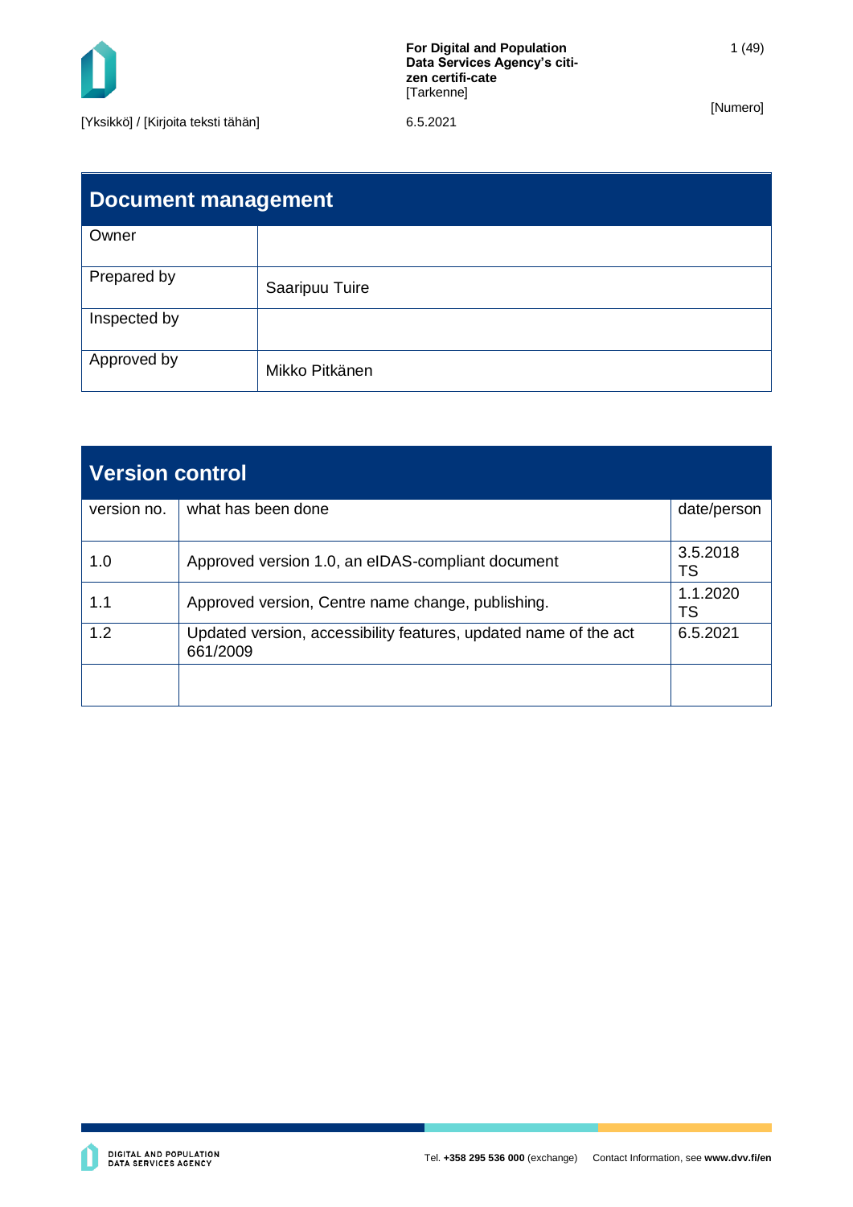## Document management

| | |
|---|---|
| Owner | |
| Prepared by | Saaripuu Tuire |
| Inspected by | |
| Approved by | Mikko Pitkänen |

## Version control

| version no. | what has been done | date/person |
|---|---|---|
| 1.0 | Approved version 1.0, an eIDAS-compliant document | 3.5.2018 TS |
| 1.1 | Approved version, Centre name change, publishing. | 1.1.2020 TS |
| 1.2 | Updated version, accessibility features, updated name of the act 661/2009 | 6.5.2021 |
| | | |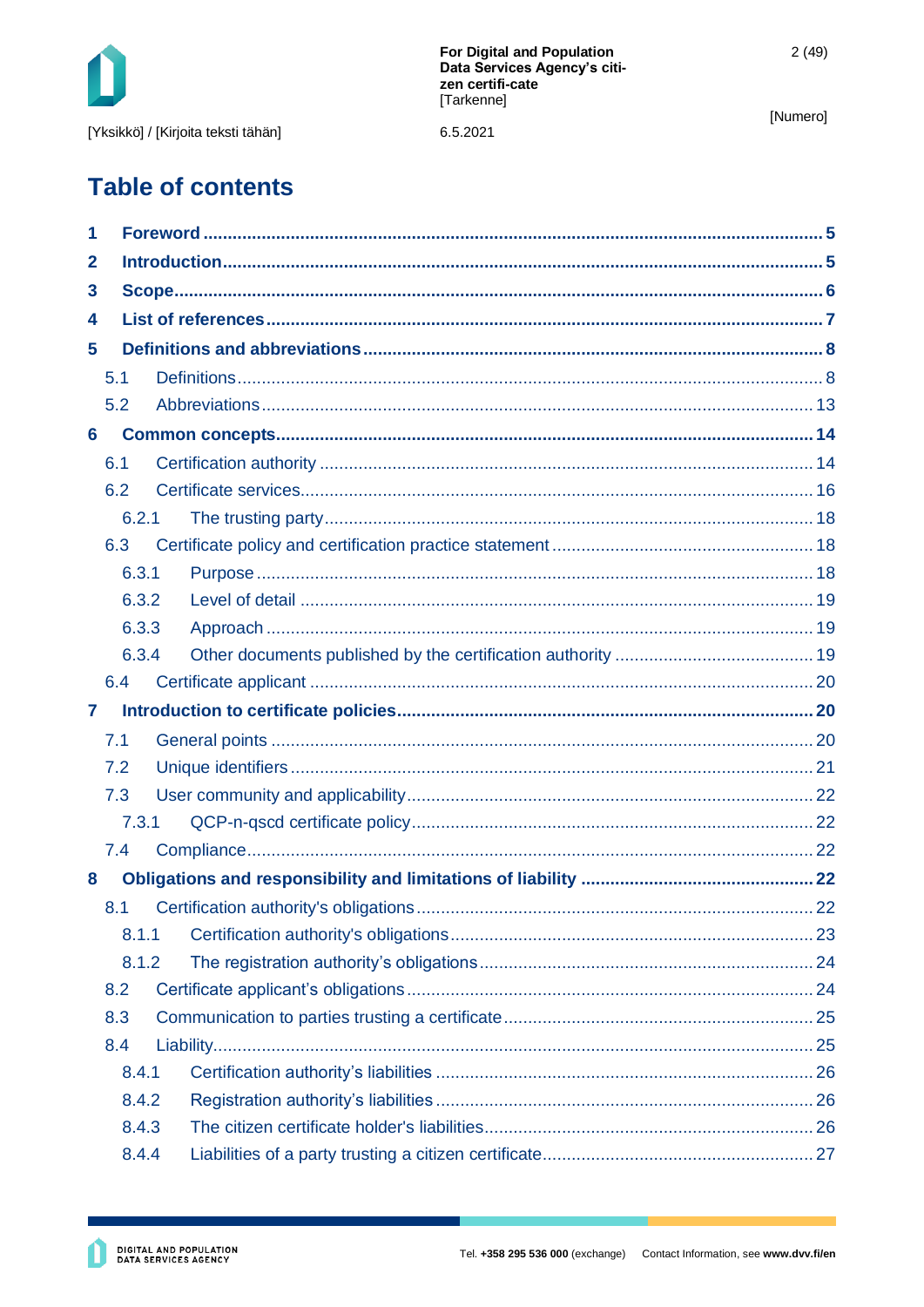# Table of contents

**1 Foreword ... 5**

**2 Introduction ... 5**

**3 Scope ... 6**

**4 List of references ... 7**

**5 Definitions and abbreviations ... 8**

- 5.1 Definitions ... 8
- 5.2 Abbreviations ... 13

**6 Common concepts ... 14**

- 6.1 Certification authority ... 14
- 6.2 Certificate services ... 16
  - 6.2.1 The trusting party ... 18
- 6.3 Certificate policy and certification practice statement ... 18
  - 6.3.1 Purpose ... 18
  - 6.3.2 Level of detail ... 19
  - 6.3.3 Approach ... 19
  - 6.3.4 Other documents published by the certification authority ... 19
- 6.4 Certificate applicant ... 20

**7 Introduction to certificate policies ... 20**

- 7.1 General points ... 20
- 7.2 Unique identifiers ... 21
- 7.3 User community and applicability ... 22
  - 7.3.1 QCP-n-qscd certificate policy ... 22
- 7.4 Compliance ... 22

**8 Obligations and responsibility and limitations of liability ... 22**

- 8.1 Certification authority's obligations ... 22
  - 8.1.1 Certification authority's obligations ... 23
  - 8.1.2 The registration authority's obligations ... 24
- 8.2 Certificate applicant's obligations ... 24
- 8.3 Communication to parties trusting a certificate ... 25
- 8.4 Liability ... 25
  - 8.4.1 Certification authority's liabilities ... 26
  - 8.4.2 Registration authority's liabilities ... 26
  - 8.4.3 The citizen certificate holder's liabilities ... 26
  - 8.4.4 Liabilities of a party trusting a citizen certificate ... 27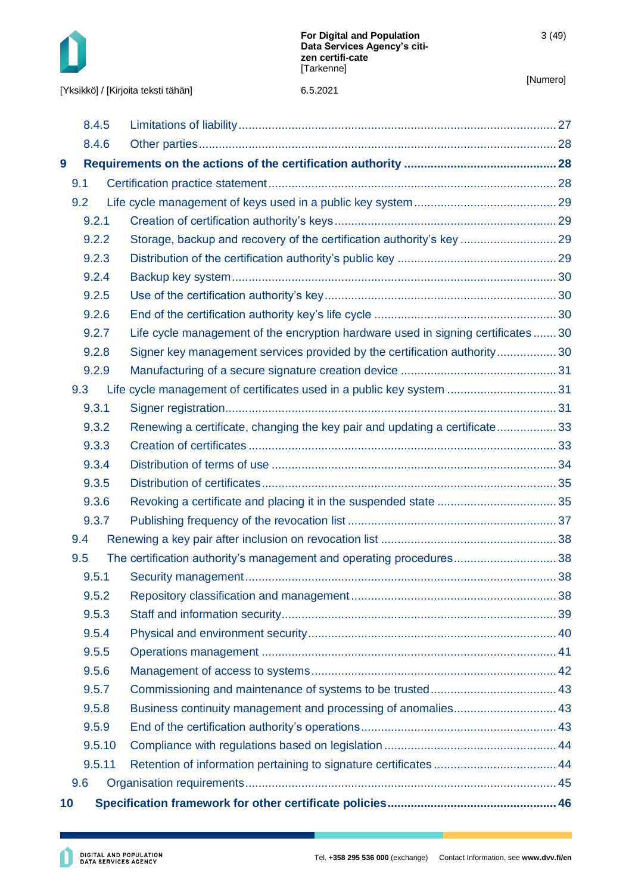8.4.5 Limitations of liability ... 27
8.4.6 Other parties ... 28

**9 Requirements on the actions of the certification authority ... 28**

9.1 Certification practice statement ... 28
9.2 Life cycle management of keys used in a public key system ... 29
9.2.1 Creation of certification authority's keys ... 29
9.2.2 Storage, backup and recovery of the certification authority's key ... 29
9.2.3 Distribution of the certification authority's public key ... 29
9.2.4 Backup key system ... 30
9.2.5 Use of the certification authority's key ... 30
9.2.6 End of the certification authority key's life cycle ... 30
9.2.7 Life cycle management of the encryption hardware used in signing certificates ... 30
9.2.8 Signer key management services provided by the certification authority ... 30
9.2.9 Manufacturing of a secure signature creation device ... 31
9.3 Life cycle management of certificates used in a public key system ... 31
9.3.1 Signer registration ... 31
9.3.2 Renewing a certificate, changing the key pair and updating a certificate ... 33
9.3.3 Creation of certificates ... 33
9.3.4 Distribution of terms of use ... 34
9.3.5 Distribution of certificates ... 35
9.3.6 Revoking a certificate and placing it in the suspended state ... 35
9.3.7 Publishing frequency of the revocation list ... 37
9.4 Renewing a key pair after inclusion on revocation list ... 38
9.5 The certification authority's management and operating procedures ... 38
9.5.1 Security management ... 38
9.5.2 Repository classification and management ... 38
9.5.3 Staff and information security ... 39
9.5.4 Physical and environment security ... 40
9.5.5 Operations management ... 41
9.5.6 Management of access to systems ... 42
9.5.7 Commissioning and maintenance of systems to be trusted ... 43
9.5.8 Business continuity management and processing of anomalies ... 43
9.5.9 End of the certification authority's operations ... 43
9.5.10 Compliance with regulations based on legislation ... 44
9.5.11 Retention of information pertaining to signature certificates ... 44
9.6 Organisation requirements ... 45

**10 Specification framework for other certificate policies ... 46**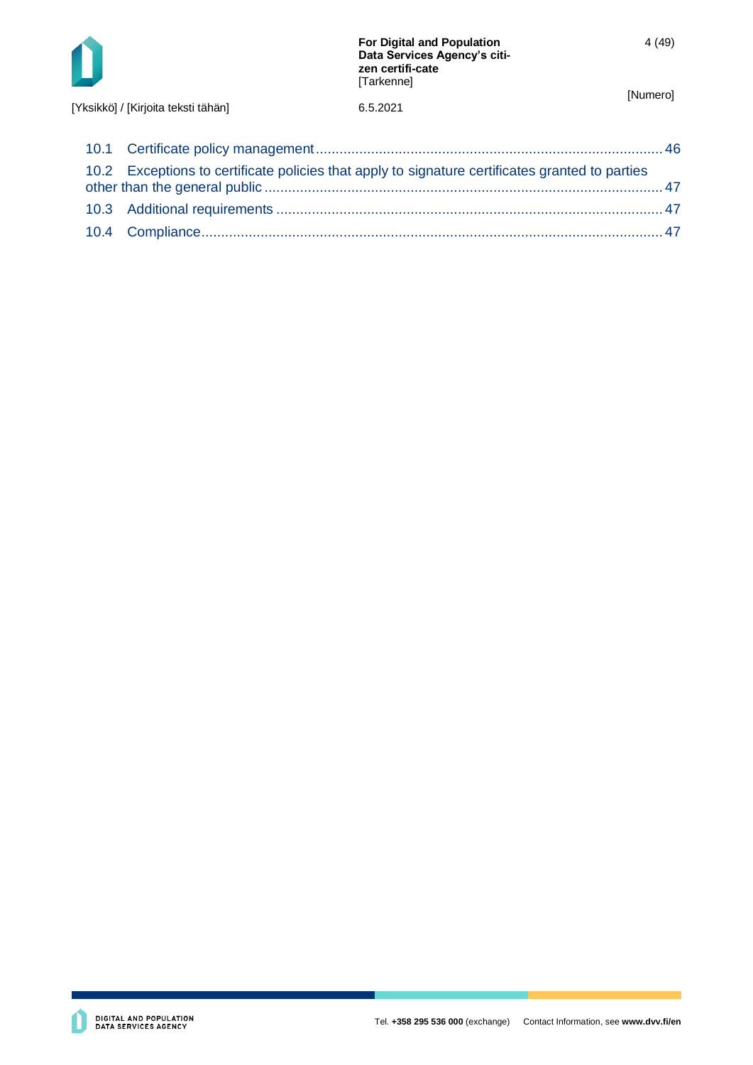10.1 Certificate policy management ........................................................................................ 46

10.2 Exceptions to certificate policies that apply to signature certificates granted to parties other than the general public ...................................................................................................... 47

10.3 Additional requirements .................................................................................................. 47

10.4 Compliance ..................................................................................................................... 47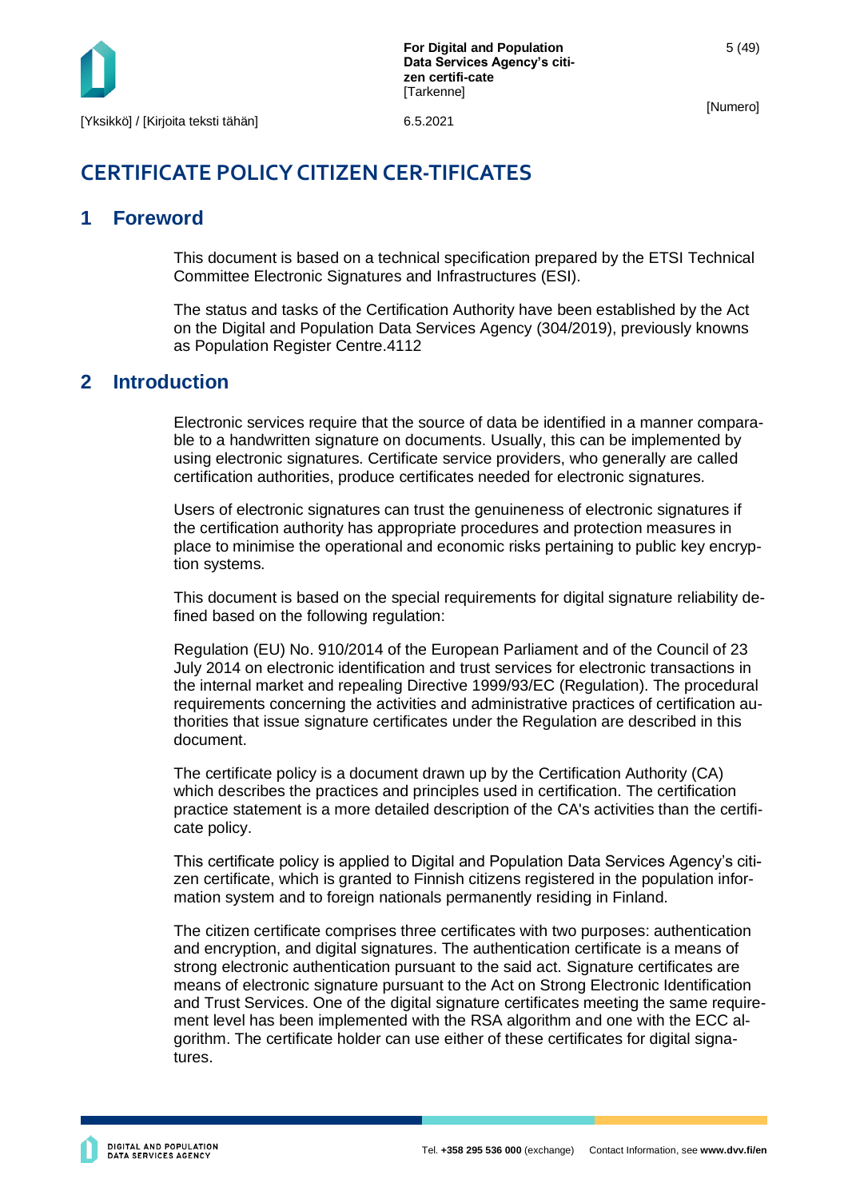# CERTIFICATE POLICY CITIZEN CER-TIFICATES

## 1 Foreword

This document is based on a technical specification prepared by the ETSI Technical Committee Electronic Signatures and Infrastructures (ESI).

The status and tasks of the Certification Authority have been established by the Act on the Digital and Population Data Services Agency (304/2019), previously knowns as Population Register Centre.4112

## 2 Introduction

Electronic services require that the source of data be identified in a manner comparable to a handwritten signature on documents. Usually, this can be implemented by using electronic signatures. Certificate service providers, who generally are called certification authorities, produce certificates needed for electronic signatures.

Users of electronic signatures can trust the genuineness of electronic signatures if the certification authority has appropriate procedures and protection measures in place to minimise the operational and economic risks pertaining to public key encryption systems.

This document is based on the special requirements for digital signature reliability defined based on the following regulation:

Regulation (EU) No. 910/2014 of the European Parliament and of the Council of 23 July 2014 on electronic identification and trust services for electronic transactions in the internal market and repealing Directive 1999/93/EC (Regulation). The procedural requirements concerning the activities and administrative practices of certification authorities that issue signature certificates under the Regulation are described in this document.

The certificate policy is a document drawn up by the Certification Authority (CA) which describes the practices and principles used in certification. The certification practice statement is a more detailed description of the CA's activities than the certificate policy.

This certificate policy is applied to Digital and Population Data Services Agency's citizen certificate, which is granted to Finnish citizens registered in the population information system and to foreign nationals permanently residing in Finland.

The citizen certificate comprises three certificates with two purposes: authentication and encryption, and digital signatures. The authentication certificate is a means of strong electronic authentication pursuant to the said act. Signature certificates are means of electronic signature pursuant to the Act on Strong Electronic Identification and Trust Services. One of the digital signature certificates meeting the same requirement level has been implemented with the RSA algorithm and one with the ECC algorithm. The certificate holder can use either of these certificates for digital signatures.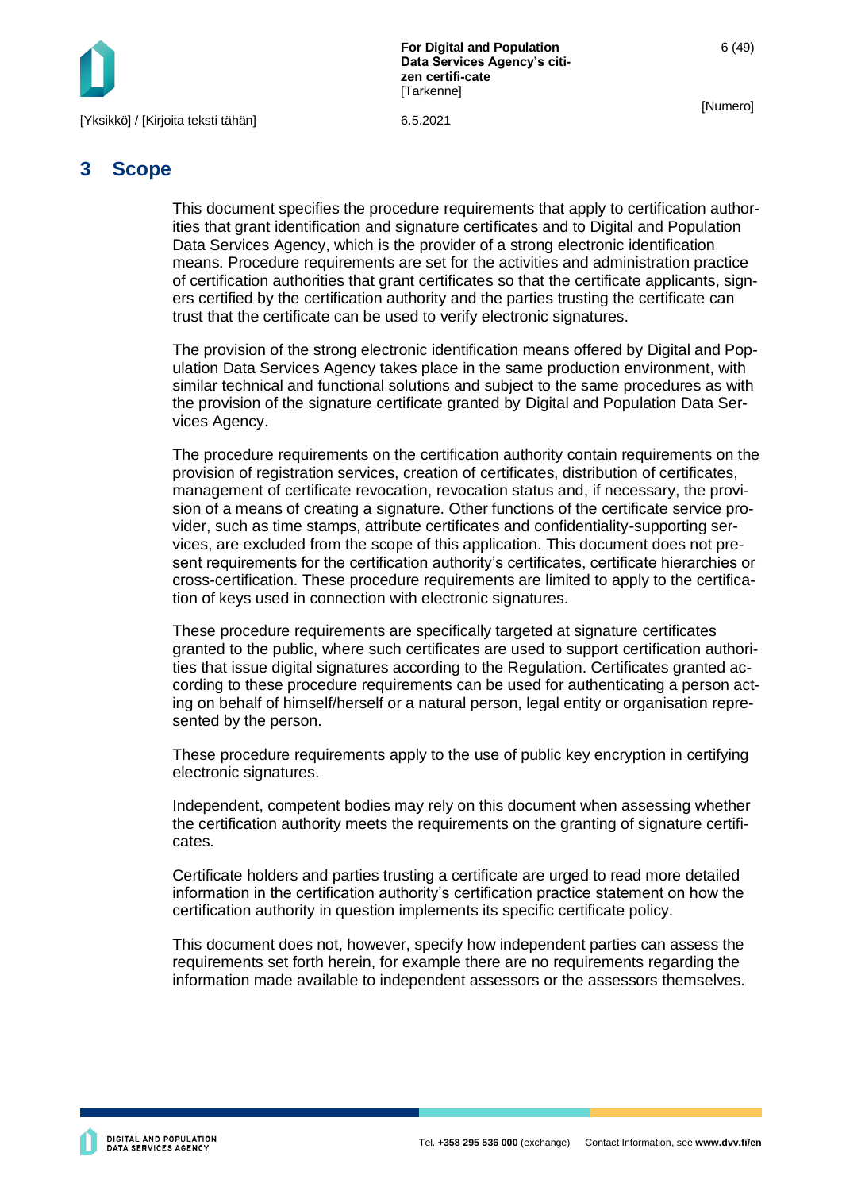# 3 Scope

This document specifies the procedure requirements that apply to certification authorities that grant identification and signature certificates and to Digital and Population Data Services Agency, which is the provider of a strong electronic identification means. Procedure requirements are set for the activities and administration practice of certification authorities that grant certificates so that the certificate applicants, signers certified by the certification authority and the parties trusting the certificate can trust that the certificate can be used to verify electronic signatures.

The provision of the strong electronic identification means offered by Digital and Population Data Services Agency takes place in the same production environment, with similar technical and functional solutions and subject to the same procedures as with the provision of the signature certificate granted by Digital and Population Data Services Agency.

The procedure requirements on the certification authority contain requirements on the provision of registration services, creation of certificates, distribution of certificates, management of certificate revocation, revocation status and, if necessary, the provision of a means of creating a signature. Other functions of the certificate service provider, such as time stamps, attribute certificates and confidentiality-supporting services, are excluded from the scope of this application. This document does not present requirements for the certification authority's certificates, certificate hierarchies or cross-certification. These procedure requirements are limited to apply to the certification of keys used in connection with electronic signatures.

These procedure requirements are specifically targeted at signature certificates granted to the public, where such certificates are used to support certification authorities that issue digital signatures according to the Regulation. Certificates granted according to these procedure requirements can be used for authenticating a person acting on behalf of himself/herself or a natural person, legal entity or organisation represented by the person.

These procedure requirements apply to the use of public key encryption in certifying electronic signatures.

Independent, competent bodies may rely on this document when assessing whether the certification authority meets the requirements on the granting of signature certificates.

Certificate holders and parties trusting a certificate are urged to read more detailed information in the certification authority's certification practice statement on how the certification authority in question implements its specific certificate policy.

This document does not, however, specify how independent parties can assess the requirements set forth herein, for example there are no requirements regarding the information made available to independent assessors or the assessors themselves.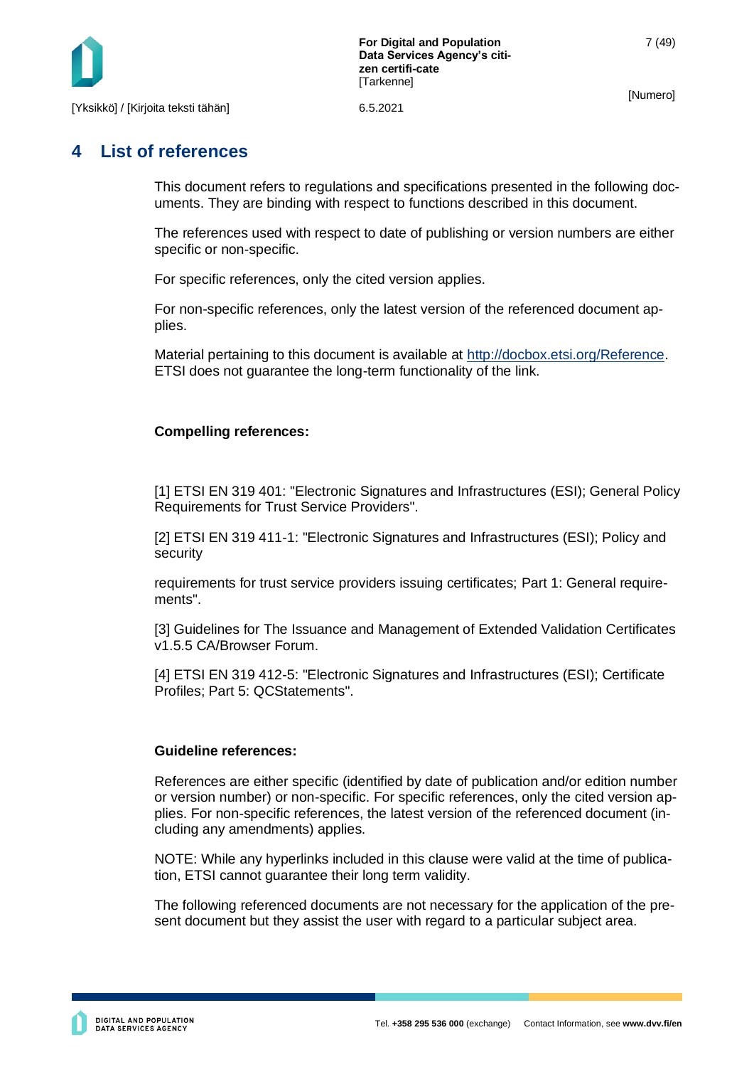# 4 List of references

This document refers to regulations and specifications presented in the following documents. They are binding with respect to functions described in this document.

The references used with respect to date of publishing or version numbers are either specific or non-specific.

For specific references, only the cited version applies.

For non-specific references, only the latest version of the referenced document applies.

Material pertaining to this document is available at http://docbox.etsi.org/Reference. ETSI does not guarantee the long-term functionality of the link.

**Compelling references:**

[1] ETSI EN 319 401: "Electronic Signatures and Infrastructures (ESI); General Policy Requirements for Trust Service Providers".

[2] ETSI EN 319 411-1: "Electronic Signatures and Infrastructures (ESI); Policy and security

requirements for trust service providers issuing certificates; Part 1: General requirements".

[3] Guidelines for The Issuance and Management of Extended Validation Certificates v1.5.5 CA/Browser Forum.

[4] ETSI EN 319 412-5: "Electronic Signatures and Infrastructures (ESI); Certificate Profiles; Part 5: QCStatements".

**Guideline references:**

References are either specific (identified by date of publication and/or edition number or version number) or non-specific. For specific references, only the cited version applies. For non-specific references, the latest version of the referenced document (including any amendments) applies.

NOTE: While any hyperlinks included in this clause were valid at the time of publication, ETSI cannot guarantee their long term validity.

The following referenced documents are not necessary for the application of the present document but they assist the user with regard to a particular subject area.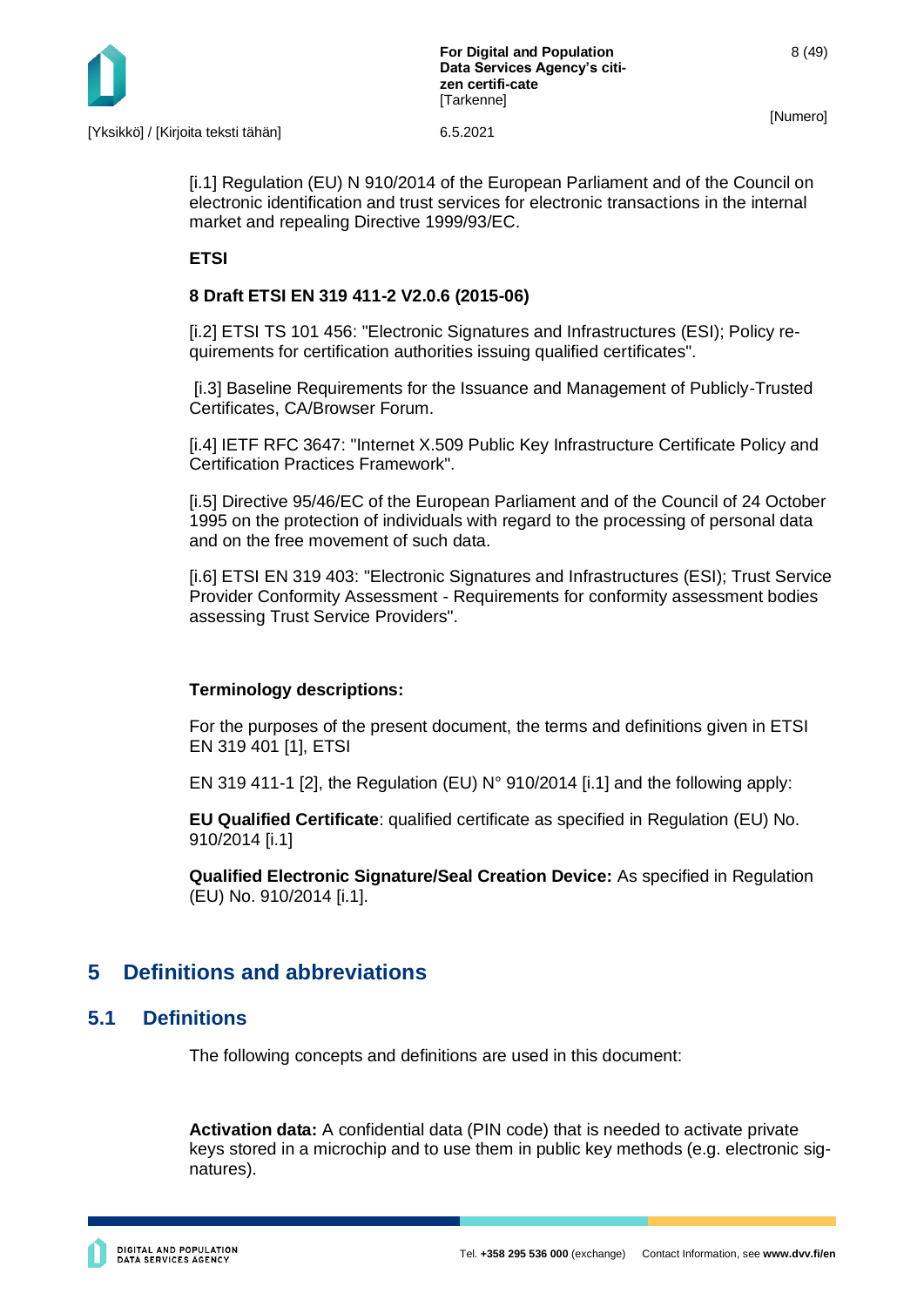[i.1] Regulation (EU) N 910/2014 of the European Parliament and of the Council on electronic identification and trust services for electronic transactions in the internal market and repealing Directive 1999/93/EC.

**ETSI**

**8 Draft ETSI EN 319 411-2 V2.0.6 (2015-06)**

[i.2] ETSI TS 101 456: "Electronic Signatures and Infrastructures (ESI); Policy requirements for certification authorities issuing qualified certificates".

[i.3] Baseline Requirements for the Issuance and Management of Publicly-Trusted Certificates, CA/Browser Forum.

[i.4] IETF RFC 3647: "Internet X.509 Public Key Infrastructure Certificate Policy and Certification Practices Framework".

[i.5] Directive 95/46/EC of the European Parliament and of the Council of 24 October 1995 on the protection of individuals with regard to the processing of personal data and on the free movement of such data.

[i.6] ETSI EN 319 403: "Electronic Signatures and Infrastructures (ESI); Trust Service Provider Conformity Assessment - Requirements for conformity assessment bodies assessing Trust Service Providers".

**Terminology descriptions:**

For the purposes of the present document, the terms and definitions given in ETSI EN 319 401 [1], ETSI

EN 319 411-1 [2], the Regulation (EU) N° 910/2014 [i.1] and the following apply:

**EU Qualified Certificate**: qualified certificate as specified in Regulation (EU) No. 910/2014 [i.1]

**Qualified Electronic Signature/Seal Creation Device:** As specified in Regulation (EU) No. 910/2014 [i.1].

# 5 Definitions and abbreviations

## 5.1 Definitions

The following concepts and definitions are used in this document:

**Activation data:** A confidential data (PIN code) that is needed to activate private keys stored in a microchip and to use them in public key methods (e.g. electronic signatures).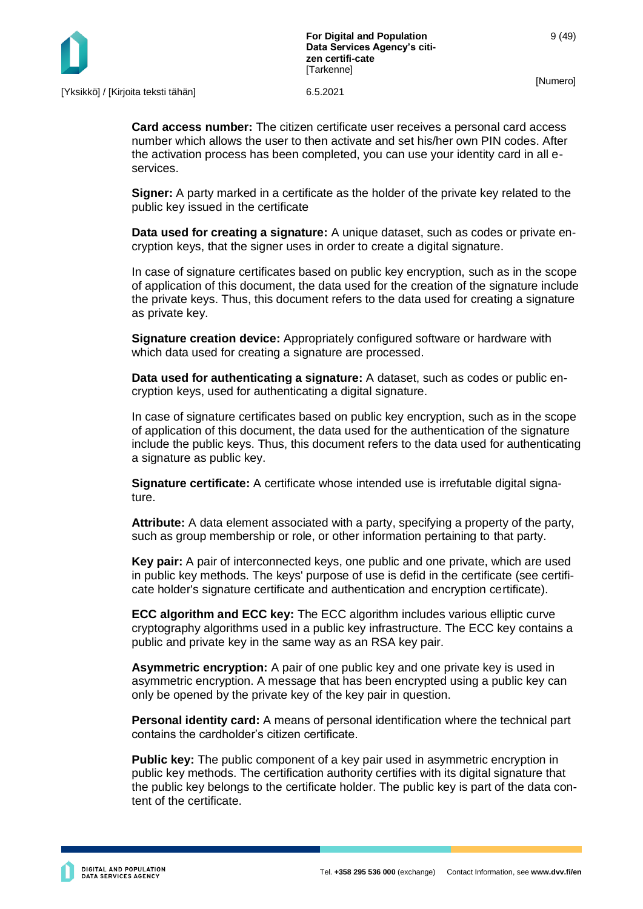**Card access number:** The citizen certificate user receives a personal card access number which allows the user to then activate and set his/her own PIN codes. After the activation process has been completed, you can use your identity card in all e-services.

**Signer:** A party marked in a certificate as the holder of the private key related to the public key issued in the certificate

**Data used for creating a signature:** A unique dataset, such as codes or private encryption keys, that the signer uses in order to create a digital signature.

In case of signature certificates based on public key encryption, such as in the scope of application of this document, the data used for the creation of the signature include the private keys. Thus, this document refers to the data used for creating a signature as private key.

**Signature creation device:** Appropriately configured software or hardware with which data used for creating a signature are processed.

**Data used for authenticating a signature:** A dataset, such as codes or public encryption keys, used for authenticating a digital signature.

In case of signature certificates based on public key encryption, such as in the scope of application of this document, the data used for the authentication of the signature include the public keys. Thus, this document refers to the data used for authenticating a signature as public key.

**Signature certificate:** A certificate whose intended use is irrefutable digital signature.

**Attribute:** A data element associated with a party, specifying a property of the party, such as group membership or role, or other information pertaining to that party.

**Key pair:** A pair of interconnected keys, one public and one private, which are used in public key methods. The keys' purpose of use is defid in the certificate (see certificate holder's signature certificate and authentication and encryption certificate).

**ECC algorithm and ECC key:** The ECC algorithm includes various elliptic curve cryptography algorithms used in a public key infrastructure. The ECC key contains a public and private key in the same way as an RSA key pair.

**Asymmetric encryption:** A pair of one public key and one private key is used in asymmetric encryption. A message that has been encrypted using a public key can only be opened by the private key of the key pair in question.

**Personal identity card:** A means of personal identification where the technical part contains the cardholder's citizen certificate.

**Public key:** The public component of a key pair used in asymmetric encryption in public key methods. The certification authority certifies with its digital signature that the public key belongs to the certificate holder. The public key is part of the data content of the certificate.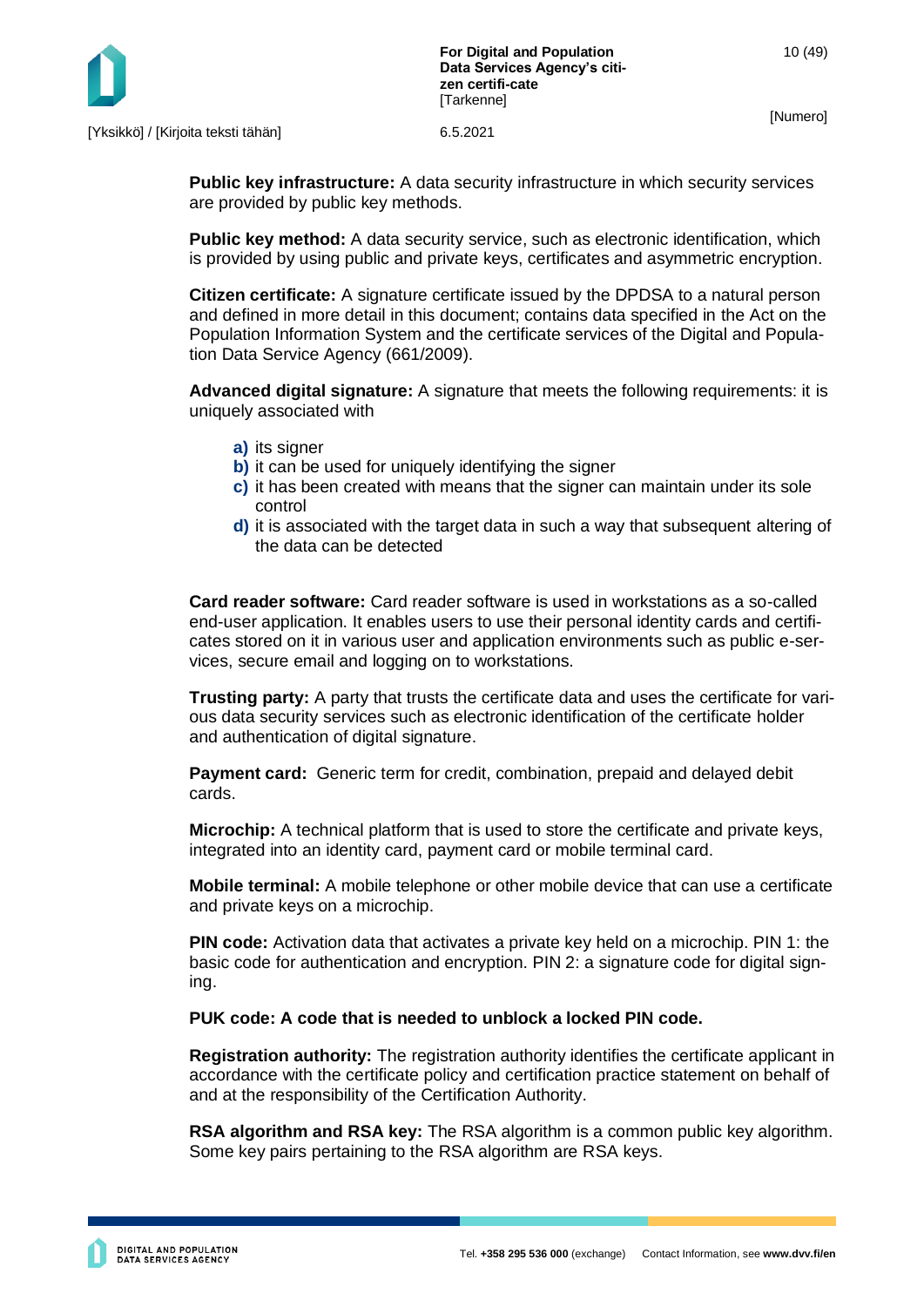**Public key infrastructure:** A data security infrastructure in which security services are provided by public key methods.

**Public key method:** A data security service, such as electronic identification, which is provided by using public and private keys, certificates and asymmetric encryption.

**Citizen certificate:** A signature certificate issued by the DPDSA to a natural person and defined in more detail in this document; contains data specified in the Act on the Population Information System and the certificate services of the Digital and Population Data Service Agency (661/2009).

**Advanced digital signature:** A signature that meets the following requirements: it is uniquely associated with

**a)** its signer
**b)** it can be used for uniquely identifying the signer
**c)** it has been created with means that the signer can maintain under its sole control
**d)** it is associated with the target data in such a way that subsequent altering of the data can be detected

**Card reader software:** Card reader software is used in workstations as a so-called end-user application. It enables users to use their personal identity cards and certificates stored on it in various user and application environments such as public e-services, secure email and logging on to workstations.

**Trusting party:** A party that trusts the certificate data and uses the certificate for various data security services such as electronic identification of the certificate holder and authentication of digital signature.

**Payment card:** Generic term for credit, combination, prepaid and delayed debit cards.

**Microchip:** A technical platform that is used to store the certificate and private keys, integrated into an identity card, payment card or mobile terminal card.

**Mobile terminal:** A mobile telephone or other mobile device that can use a certificate and private keys on a microchip.

**PIN code:** Activation data that activates a private key held on a microchip. PIN 1: the basic code for authentication and encryption. PIN 2: a signature code for digital signing.

**PUK code: A code that is needed to unblock a locked PIN code.**

**Registration authority:** The registration authority identifies the certificate applicant in accordance with the certificate policy and certification practice statement on behalf of and at the responsibility of the Certification Authority.

**RSA algorithm and RSA key:** The RSA algorithm is a common public key algorithm. Some key pairs pertaining to the RSA algorithm are RSA keys.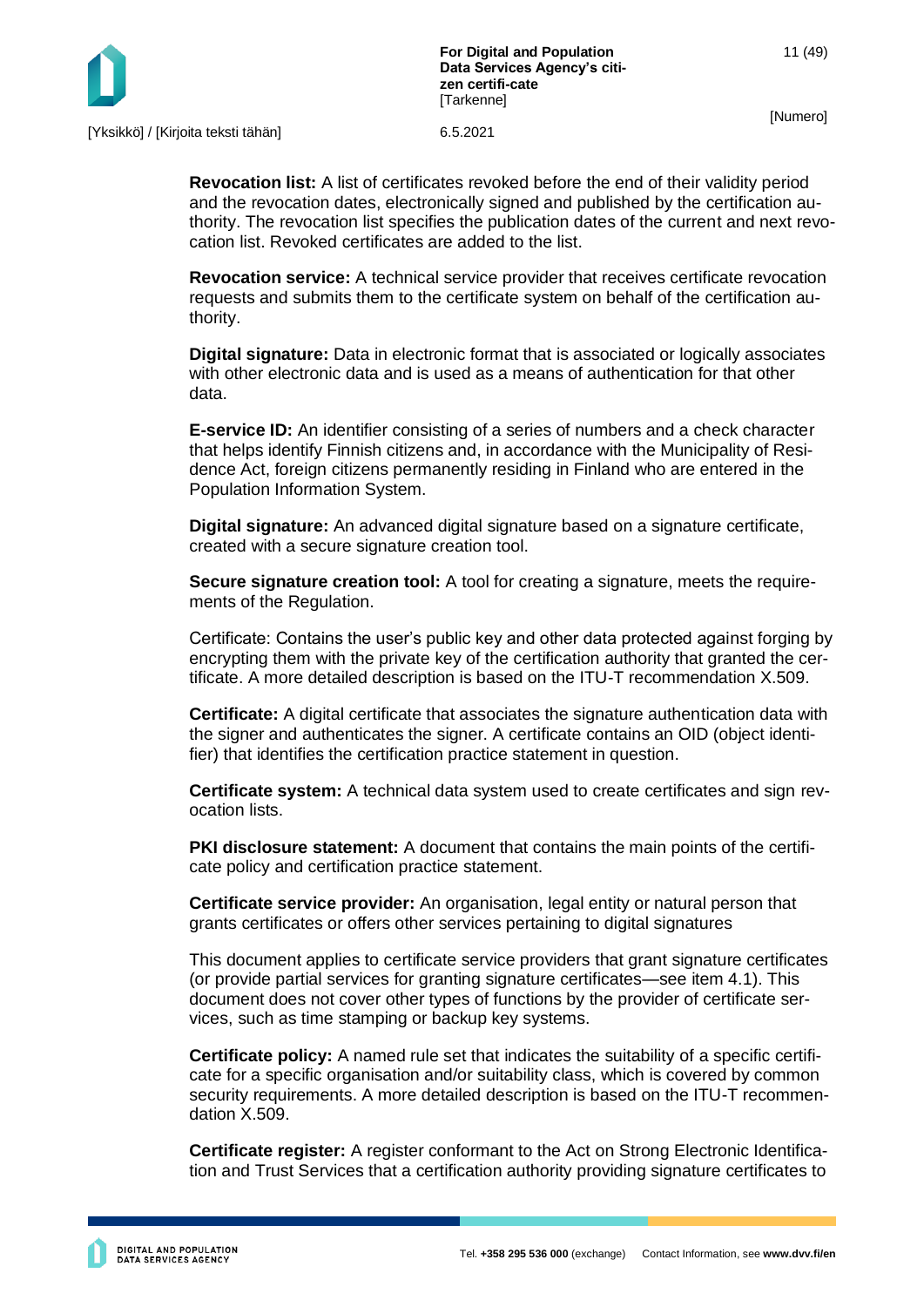**Revocation list:** A list of certificates revoked before the end of their validity period and the revocation dates, electronically signed and published by the certification authority. The revocation list specifies the publication dates of the current and next revocation list. Revoked certificates are added to the list.

**Revocation service:** A technical service provider that receives certificate revocation requests and submits them to the certificate system on behalf of the certification authority.

**Digital signature:** Data in electronic format that is associated or logically associates with other electronic data and is used as a means of authentication for that other data.

**E-service ID:** An identifier consisting of a series of numbers and a check character that helps identify Finnish citizens and, in accordance with the Municipality of Residence Act, foreign citizens permanently residing in Finland who are entered in the Population Information System.

**Digital signature:** An advanced digital signature based on a signature certificate, created with a secure signature creation tool.

**Secure signature creation tool:** A tool for creating a signature, meets the requirements of the Regulation.

Certificate: Contains the user's public key and other data protected against forging by encrypting them with the private key of the certification authority that granted the certificate. A more detailed description is based on the ITU-T recommendation X.509.

**Certificate:** A digital certificate that associates the signature authentication data with the signer and authenticates the signer. A certificate contains an OID (object identifier) that identifies the certification practice statement in question.

**Certificate system:** A technical data system used to create certificates and sign revocation lists.

**PKI disclosure statement:** A document that contains the main points of the certificate policy and certification practice statement.

**Certificate service provider:** An organisation, legal entity or natural person that grants certificates or offers other services pertaining to digital signatures

This document applies to certificate service providers that grant signature certificates (or provide partial services for granting signature certificates—see item 4.1). This document does not cover other types of functions by the provider of certificate services, such as time stamping or backup key systems.

**Certificate policy:** A named rule set that indicates the suitability of a specific certificate for a specific organisation and/or suitability class, which is covered by common security requirements. A more detailed description is based on the ITU-T recommendation X.509.

**Certificate register:** A register conformant to the Act on Strong Electronic Identification and Trust Services that a certification authority providing signature certificates to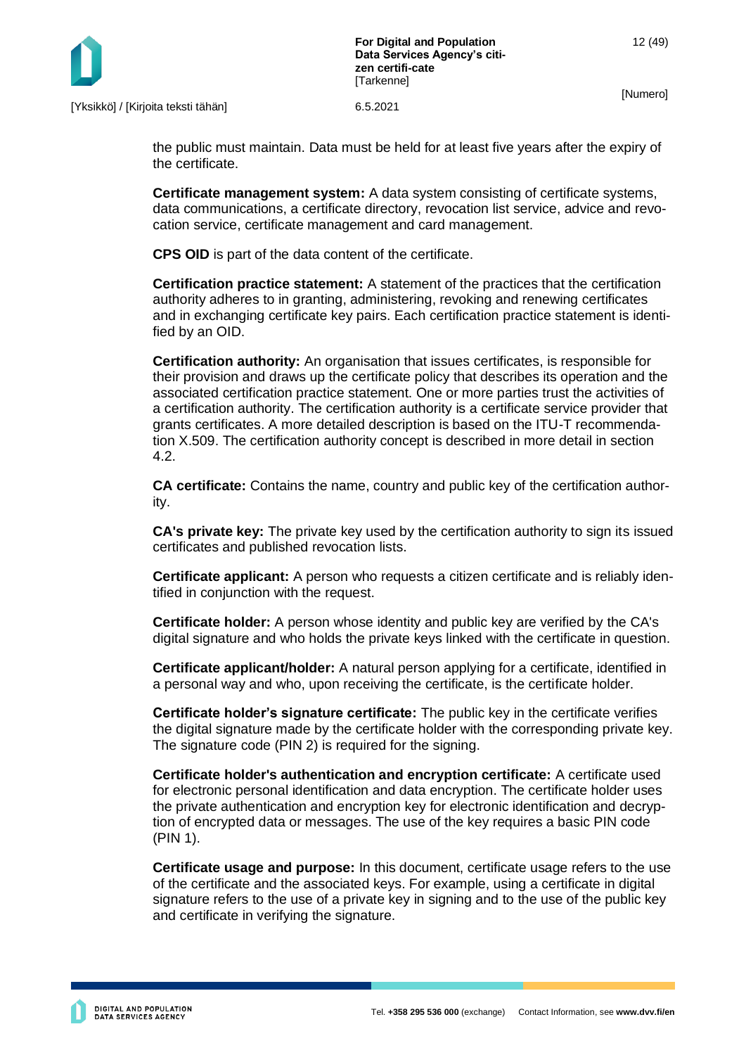the public must maintain. Data must be held for at least five years after the expiry of the certificate.

**Certificate management system:** A data system consisting of certificate systems, data communications, a certificate directory, revocation list service, advice and revocation service, certificate management and card management.

**CPS OID** is part of the data content of the certificate.

**Certification practice statement:** A statement of the practices that the certification authority adheres to in granting, administering, revoking and renewing certificates and in exchanging certificate key pairs. Each certification practice statement is identified by an OID.

**Certification authority:** An organisation that issues certificates, is responsible for their provision and draws up the certificate policy that describes its operation and the associated certification practice statement. One or more parties trust the activities of a certification authority. The certification authority is a certificate service provider that grants certificates. A more detailed description is based on the ITU-T recommendation X.509. The certification authority concept is described in more detail in section 4.2.

**CA certificate:** Contains the name, country and public key of the certification authority.

**CA's private key:** The private key used by the certification authority to sign its issued certificates and published revocation lists.

**Certificate applicant:** A person who requests a citizen certificate and is reliably identified in conjunction with the request.

**Certificate holder:** A person whose identity and public key are verified by the CA's digital signature and who holds the private keys linked with the certificate in question.

**Certificate applicant/holder:** A natural person applying for a certificate, identified in a personal way and who, upon receiving the certificate, is the certificate holder.

**Certificate holder's signature certificate:** The public key in the certificate verifies the digital signature made by the certificate holder with the corresponding private key. The signature code (PIN 2) is required for the signing.

**Certificate holder's authentication and encryption certificate:** A certificate used for electronic personal identification and data encryption. The certificate holder uses the private authentication and encryption key for electronic identification and decryption of encrypted data or messages. The use of the key requires a basic PIN code (PIN 1).

**Certificate usage and purpose:** In this document, certificate usage refers to the use of the certificate and the associated keys. For example, using a certificate in digital signature refers to the use of a private key in signing and to the use of the public key and certificate in verifying the signature.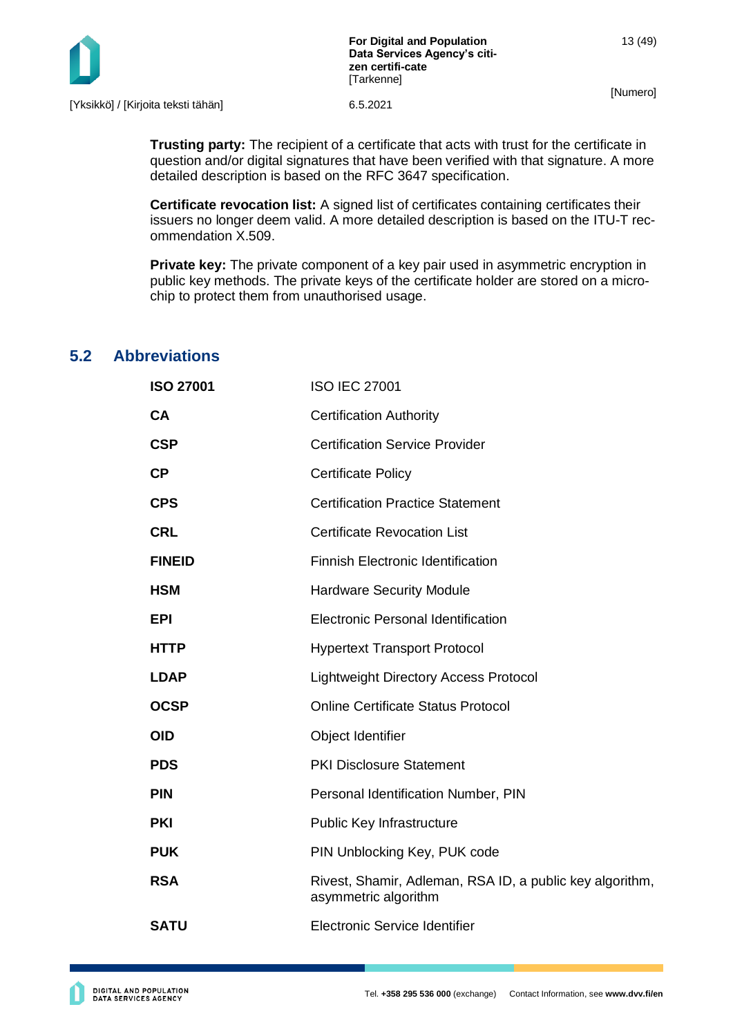**Trusting party:** The recipient of a certificate that acts with trust for the certificate in question and/or digital signatures that have been verified with that signature. A more detailed description is based on the RFC 3647 specification.

**Certificate revocation list:** A signed list of certificates containing certificates their issuers no longer deem valid. A more detailed description is based on the ITU-T recommendation X.509.

**Private key:** The private component of a key pair used in asymmetric encryption in public key methods. The private keys of the certificate holder are stored on a microchip to protect them from unauthorised usage.

## 5.2 Abbreviations

| | |
|---|---|
| **ISO 27001** | ISO IEC 27001 |
| **CA** | Certification Authority |
| **CSP** | Certification Service Provider |
| **CP** | Certificate Policy |
| **CPS** | Certification Practice Statement |
| **CRL** | Certificate Revocation List |
| **FINEID** | Finnish Electronic Identification |
| **HSM** | Hardware Security Module |
| **EPI** | Electronic Personal Identification |
| **HTTP** | Hypertext Transport Protocol |
| **LDAP** | Lightweight Directory Access Protocol |
| **OCSP** | Online Certificate Status Protocol |
| **OID** | Object Identifier |
| **PDS** | PKI Disclosure Statement |
| **PIN** | Personal Identification Number, PIN |
| **PKI** | Public Key Infrastructure |
| **PUK** | PIN Unblocking Key, PUK code |
| **RSA** | Rivest, Shamir, Adleman, RSA ID, a public key algorithm, asymmetric algorithm |
| **SATU** | Electronic Service Identifier |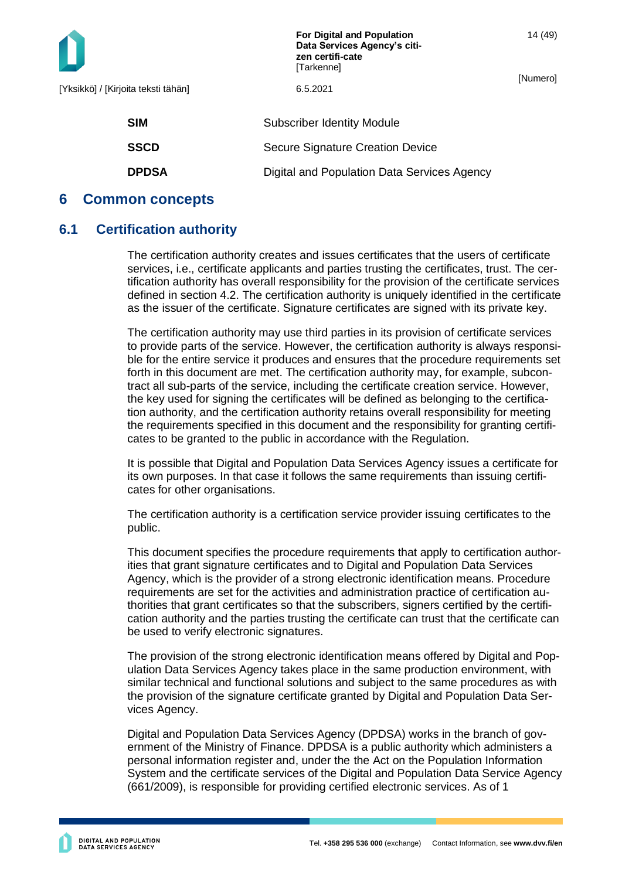| | |
|---|---|
| **SIM** | Subscriber Identity Module |
| **SSCD** | Secure Signature Creation Device |
| **DPDSA** | Digital and Population Data Services Agency |

# 6 Common concepts

## 6.1 Certification authority

The certification authority creates and issues certificates that the users of certificate services, i.e., certificate applicants and parties trusting the certificates, trust. The certification authority has overall responsibility for the provision of the certificate services defined in section 4.2. The certification authority is uniquely identified in the certificate as the issuer of the certificate. Signature certificates are signed with its private key.

The certification authority may use third parties in its provision of certificate services to provide parts of the service. However, the certification authority is always responsible for the entire service it produces and ensures that the procedure requirements set forth in this document are met. The certification authority may, for example, subcontract all sub-parts of the service, including the certificate creation service. However, the key used for signing the certificates will be defined as belonging to the certification authority, and the certification authority retains overall responsibility for meeting the requirements specified in this document and the responsibility for granting certificates to be granted to the public in accordance with the Regulation.

It is possible that Digital and Population Data Services Agency issues a certificate for its own purposes. In that case it follows the same requirements than issuing certificates for other organisations.

The certification authority is a certification service provider issuing certificates to the public.

This document specifies the procedure requirements that apply to certification authorities that grant signature certificates and to Digital and Population Data Services Agency, which is the provider of a strong electronic identification means. Procedure requirements are set for the activities and administration practice of certification authorities that grant certificates so that the subscribers, signers certified by the certification authority and the parties trusting the certificate can trust that the certificate can be used to verify electronic signatures.

The provision of the strong electronic identification means offered by Digital and Population Data Services Agency takes place in the same production environment, with similar technical and functional solutions and subject to the same procedures as with the provision of the signature certificate granted by Digital and Population Data Services Agency.

Digital and Population Data Services Agency (DPDSA) works in the branch of government of the Ministry of Finance. DPDSA is a public authority which administers a personal information register and, under the the Act on the Population Information System and the certificate services of the Digital and Population Data Service Agency (661/2009), is responsible for providing certified electronic services. As of 1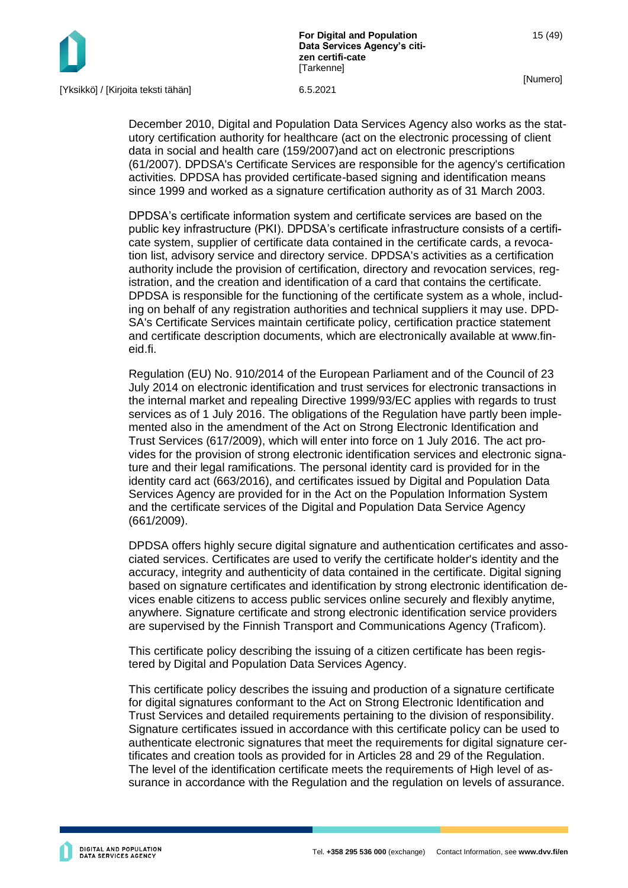December 2010, Digital and Population Data Services Agency also works as the statutory certification authority for healthcare (act on the electronic processing of client data in social and health care (159/2007)and act on electronic prescriptions (61/2007). DPDSA's Certificate Services are responsible for the agency's certification activities. DPDSA has provided certificate-based signing and identification means since 1999 and worked as a signature certification authority as of 31 March 2003.

DPDSA's certificate information system and certificate services are based on the public key infrastructure (PKI). DPDSA's certificate infrastructure consists of a certificate system, supplier of certificate data contained in the certificate cards, a revocation list, advisory service and directory service. DPDSA's activities as a certification authority include the provision of certification, directory and revocation services, registration, and the creation and identification of a card that contains the certificate. DPDSA is responsible for the functioning of the certificate system as a whole, including on behalf of any registration authorities and technical suppliers it may use. DPDSA's Certificate Services maintain certificate policy, certification practice statement and certificate description documents, which are electronically available at www.fineid.fi.

Regulation (EU) No. 910/2014 of the European Parliament and of the Council of 23 July 2014 on electronic identification and trust services for electronic transactions in the internal market and repealing Directive 1999/93/EC applies with regards to trust services as of 1 July 2016. The obligations of the Regulation have partly been implemented also in the amendment of the Act on Strong Electronic Identification and Trust Services (617/2009), which will enter into force on 1 July 2016. The act provides for the provision of strong electronic identification services and electronic signature and their legal ramifications. The personal identity card is provided for in the identity card act (663/2016), and certificates issued by Digital and Population Data Services Agency are provided for in the Act on the Population Information System and the certificate services of the Digital and Population Data Service Agency (661/2009).

DPDSA offers highly secure digital signature and authentication certificates and associated services. Certificates are used to verify the certificate holder's identity and the accuracy, integrity and authenticity of data contained in the certificate. Digital signing based on signature certificates and identification by strong electronic identification devices enable citizens to access public services online securely and flexibly anytime, anywhere. Signature certificate and strong electronic identification service providers are supervised by the Finnish Transport and Communications Agency (Traficom).

This certificate policy describing the issuing of a citizen certificate has been registered by Digital and Population Data Services Agency.

This certificate policy describes the issuing and production of a signature certificate for digital signatures conformant to the Act on Strong Electronic Identification and Trust Services and detailed requirements pertaining to the division of responsibility. Signature certificates issued in accordance with this certificate policy can be used to authenticate electronic signatures that meet the requirements for digital signature certificates and creation tools as provided for in Articles 28 and 29 of the Regulation. The level of the identification certificate meets the requirements of High level of assurance in accordance with the Regulation and the regulation on levels of assurance.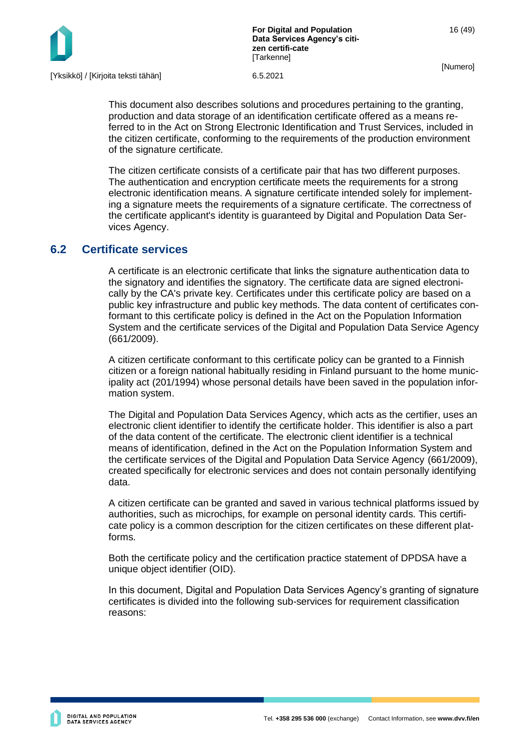This document also describes solutions and procedures pertaining to the granting, production and data storage of an identification certificate offered as a means referred to in the Act on Strong Electronic Identification and Trust Services, included in the citizen certificate, conforming to the requirements of the production environment of the signature certificate.

The citizen certificate consists of a certificate pair that has two different purposes. The authentication and encryption certificate meets the requirements for a strong electronic identification means. A signature certificate intended solely for implementing a signature meets the requirements of a signature certificate. The correctness of the certificate applicant's identity is guaranteed by Digital and Population Data Services Agency.

## 6.2 Certificate services

A certificate is an electronic certificate that links the signature authentication data to the signatory and identifies the signatory. The certificate data are signed electronically by the CA's private key. Certificates under this certificate policy are based on a public key infrastructure and public key methods. The data content of certificates conformant to this certificate policy is defined in the Act on the Population Information System and the certificate services of the Digital and Population Data Service Agency (661/2009).

A citizen certificate conformant to this certificate policy can be granted to a Finnish citizen or a foreign national habitually residing in Finland pursuant to the home municipality act (201/1994) whose personal details have been saved in the population information system.

The Digital and Population Data Services Agency, which acts as the certifier, uses an electronic client identifier to identify the certificate holder. This identifier is also a part of the data content of the certificate. The electronic client identifier is a technical means of identification, defined in the Act on the Population Information System and the certificate services of the Digital and Population Data Service Agency (661/2009), created specifically for electronic services and does not contain personally identifying data.

A citizen certificate can be granted and saved in various technical platforms issued by authorities, such as microchips, for example on personal identity cards. This certificate policy is a common description for the citizen certificates on these different platforms.

Both the certificate policy and the certification practice statement of DPDSA have a unique object identifier (OID).

In this document, Digital and Population Data Services Agency's granting of signature certificates is divided into the following sub-services for requirement classification reasons: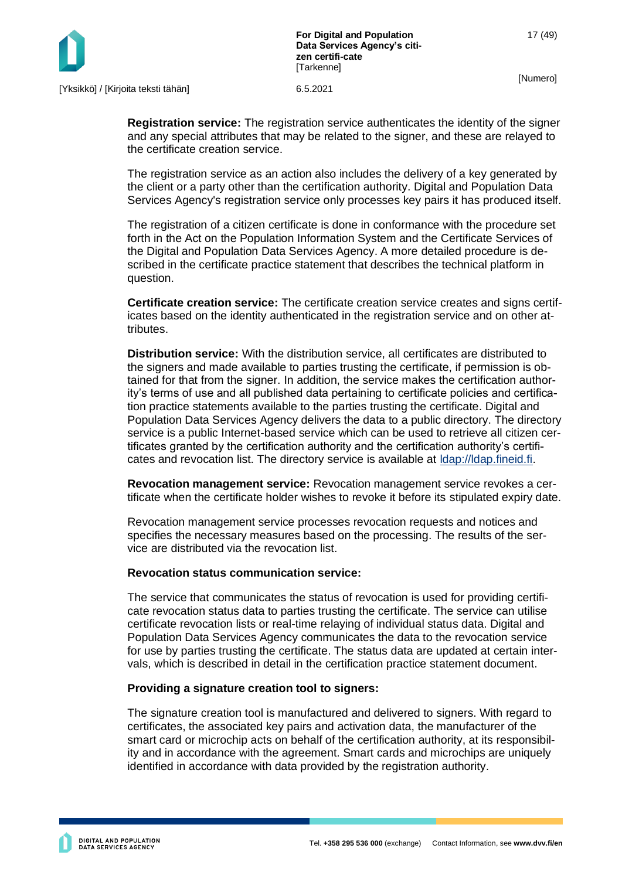**Registration service:** The registration service authenticates the identity of the signer and any special attributes that may be related to the signer, and these are relayed to the certificate creation service.

The registration service as an action also includes the delivery of a key generated by the client or a party other than the certification authority. Digital and Population Data Services Agency's registration service only processes key pairs it has produced itself.

The registration of a citizen certificate is done in conformance with the procedure set forth in the Act on the Population Information System and the Certificate Services of the Digital and Population Data Services Agency. A more detailed procedure is described in the certificate practice statement that describes the technical platform in question.

**Certificate creation service:** The certificate creation service creates and signs certificates based on the identity authenticated in the registration service and on other attributes.

**Distribution service:** With the distribution service, all certificates are distributed to the signers and made available to parties trusting the certificate, if permission is obtained for that from the signer. In addition, the service makes the certification authority's terms of use and all published data pertaining to certificate policies and certification practice statements available to the parties trusting the certificate. Digital and Population Data Services Agency delivers the data to a public directory. The directory service is a public Internet-based service which can be used to retrieve all citizen certificates granted by the certification authority and the certification authority's certificates and revocation list. The directory service is available at ldap://ldap.fineid.fi.

**Revocation management service:** Revocation management service revokes a certificate when the certificate holder wishes to revoke it before its stipulated expiry date.

Revocation management service processes revocation requests and notices and specifies the necessary measures based on the processing. The results of the service are distributed via the revocation list.

**Revocation status communication service:**

The service that communicates the status of revocation is used for providing certificate revocation status data to parties trusting the certificate. The service can utilise certificate revocation lists or real-time relaying of individual status data. Digital and Population Data Services Agency communicates the data to the revocation service for use by parties trusting the certificate. The status data are updated at certain intervals, which is described in detail in the certification practice statement document.

**Providing a signature creation tool to signers:**

The signature creation tool is manufactured and delivered to signers. With regard to certificates, the associated key pairs and activation data, the manufacturer of the smart card or microchip acts on behalf of the certification authority, at its responsibility and in accordance with the agreement. Smart cards and microchips are uniquely identified in accordance with data provided by the registration authority.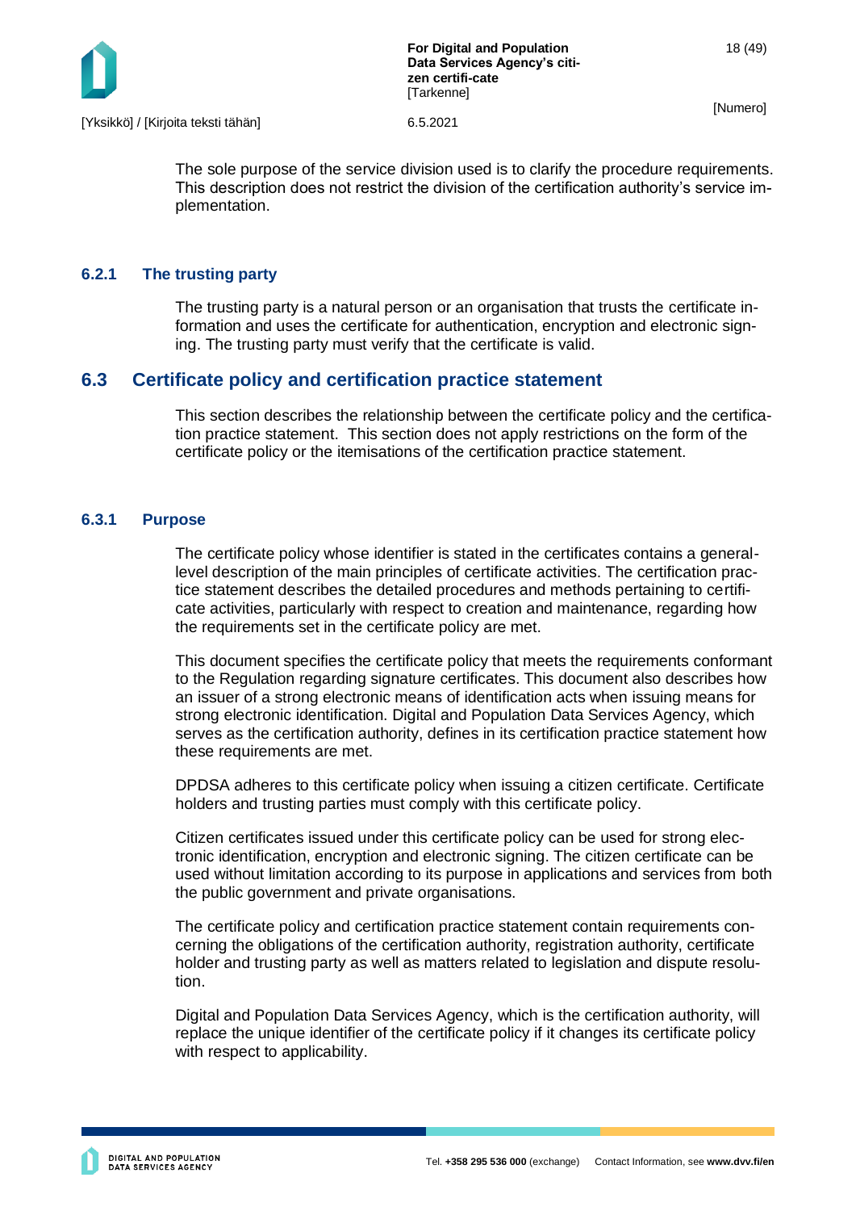The sole purpose of the service division used is to clarify the procedure requirements. This description does not restrict the division of the certification authority's service implementation.

### 6.2.1 The trusting party

The trusting party is a natural person or an organisation that trusts the certificate information and uses the certificate for authentication, encryption and electronic signing. The trusting party must verify that the certificate is valid.

## 6.3 Certificate policy and certification practice statement

This section describes the relationship between the certificate policy and the certification practice statement. This section does not apply restrictions on the form of the certificate policy or the itemisations of the certification practice statement.

### 6.3.1 Purpose

The certificate policy whose identifier is stated in the certificates contains a general-level description of the main principles of certificate activities. The certification practice statement describes the detailed procedures and methods pertaining to certificate activities, particularly with respect to creation and maintenance, regarding how the requirements set in the certificate policy are met.

This document specifies the certificate policy that meets the requirements conformant to the Regulation regarding signature certificates. This document also describes how an issuer of a strong electronic means of identification acts when issuing means for strong electronic identification. Digital and Population Data Services Agency, which serves as the certification authority, defines in its certification practice statement how these requirements are met.

DPDSA adheres to this certificate policy when issuing a citizen certificate. Certificate holders and trusting parties must comply with this certificate policy.

Citizen certificates issued under this certificate policy can be used for strong electronic identification, encryption and electronic signing. The citizen certificate can be used without limitation according to its purpose in applications and services from both the public government and private organisations.

The certificate policy and certification practice statement contain requirements concerning the obligations of the certification authority, registration authority, certificate holder and trusting party as well as matters related to legislation and dispute resolution.

Digital and Population Data Services Agency, which is the certification authority, will replace the unique identifier of the certificate policy if it changes its certificate policy with respect to applicability.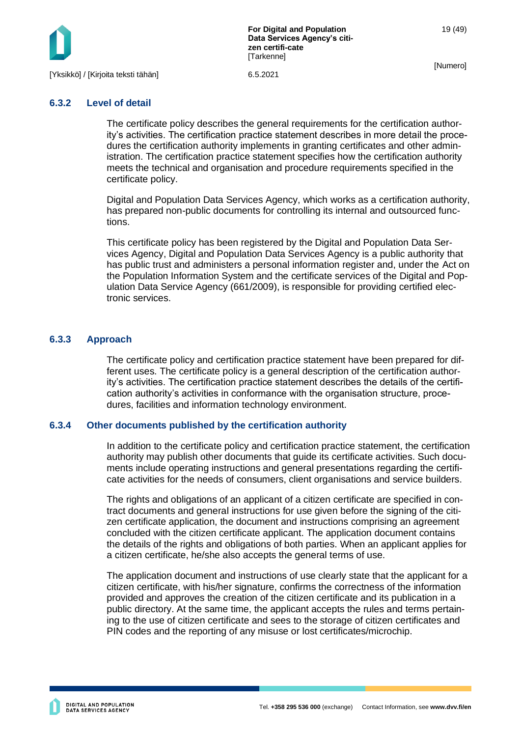### 6.3.2 Level of detail

The certificate policy describes the general requirements for the certification authority's activities. The certification practice statement describes in more detail the procedures the certification authority implements in granting certificates and other administration. The certification practice statement specifies how the certification authority meets the technical and organisation and procedure requirements specified in the certificate policy.

Digital and Population Data Services Agency, which works as a certification authority, has prepared non-public documents for controlling its internal and outsourced functions.

This certificate policy has been registered by the Digital and Population Data Services Agency, Digital and Population Data Services Agency is a public authority that has public trust and administers a personal information register and, under the Act on the Population Information System and the certificate services of the Digital and Population Data Service Agency (661/2009), is responsible for providing certified electronic services.

### 6.3.3 Approach

The certificate policy and certification practice statement have been prepared for different uses. The certificate policy is a general description of the certification authority's activities. The certification practice statement describes the details of the certification authority's activities in conformance with the organisation structure, procedures, facilities and information technology environment.

### 6.3.4 Other documents published by the certification authority

In addition to the certificate policy and certification practice statement, the certification authority may publish other documents that guide its certificate activities. Such documents include operating instructions and general presentations regarding the certificate activities for the needs of consumers, client organisations and service builders.

The rights and obligations of an applicant of a citizen certificate are specified in contract documents and general instructions for use given before the signing of the citizen certificate application, the document and instructions comprising an agreement concluded with the citizen certificate applicant. The application document contains the details of the rights and obligations of both parties. When an applicant applies for a citizen certificate, he/she also accepts the general terms of use.

The application document and instructions of use clearly state that the applicant for a citizen certificate, with his/her signature, confirms the correctness of the information provided and approves the creation of the citizen certificate and its publication in a public directory. At the same time, the applicant accepts the rules and terms pertaining to the use of citizen certificate and sees to the storage of citizen certificates and PIN codes and the reporting of any misuse or lost certificates/microchip.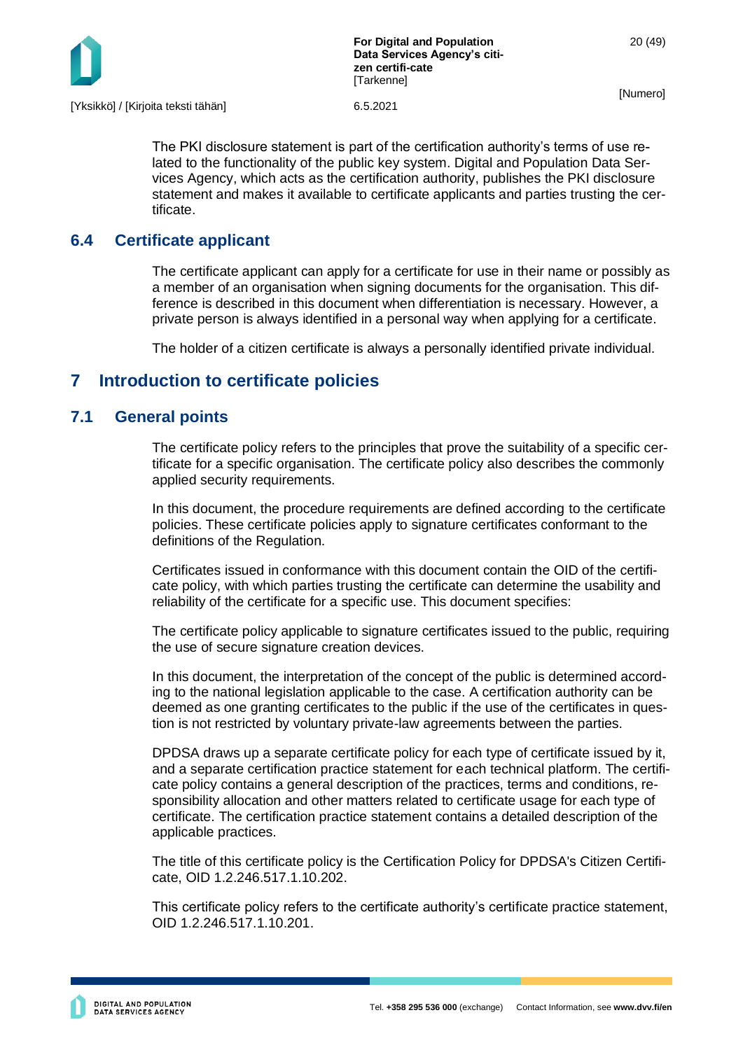The PKI disclosure statement is part of the certification authority's terms of use related to the functionality of the public key system. Digital and Population Data Services Agency, which acts as the certification authority, publishes the PKI disclosure statement and makes it available to certificate applicants and parties trusting the certificate.

## 6.4 Certificate applicant

The certificate applicant can apply for a certificate for use in their name or possibly as a member of an organisation when signing documents for the organisation. This difference is described in this document when differentiation is necessary. However, a private person is always identified in a personal way when applying for a certificate.

The holder of a citizen certificate is always a personally identified private individual.

# 7 Introduction to certificate policies

## 7.1 General points

The certificate policy refers to the principles that prove the suitability of a specific certificate for a specific organisation. The certificate policy also describes the commonly applied security requirements.

In this document, the procedure requirements are defined according to the certificate policies. These certificate policies apply to signature certificates conformant to the definitions of the Regulation.

Certificates issued in conformance with this document contain the OID of the certificate policy, with which parties trusting the certificate can determine the usability and reliability of the certificate for a specific use. This document specifies:

The certificate policy applicable to signature certificates issued to the public, requiring the use of secure signature creation devices.

In this document, the interpretation of the concept of the public is determined according to the national legislation applicable to the case. A certification authority can be deemed as one granting certificates to the public if the use of the certificates in question is not restricted by voluntary private-law agreements between the parties.

DPDSA draws up a separate certificate policy for each type of certificate issued by it, and a separate certification practice statement for each technical platform. The certificate policy contains a general description of the practices, terms and conditions, responsibility allocation and other matters related to certificate usage for each type of certificate. The certification practice statement contains a detailed description of the applicable practices.

The title of this certificate policy is the Certification Policy for DPDSA's Citizen Certificate, OID 1.2.246.517.1.10.202.

This certificate policy refers to the certificate authority's certificate practice statement, OID 1.2.246.517.1.10.201.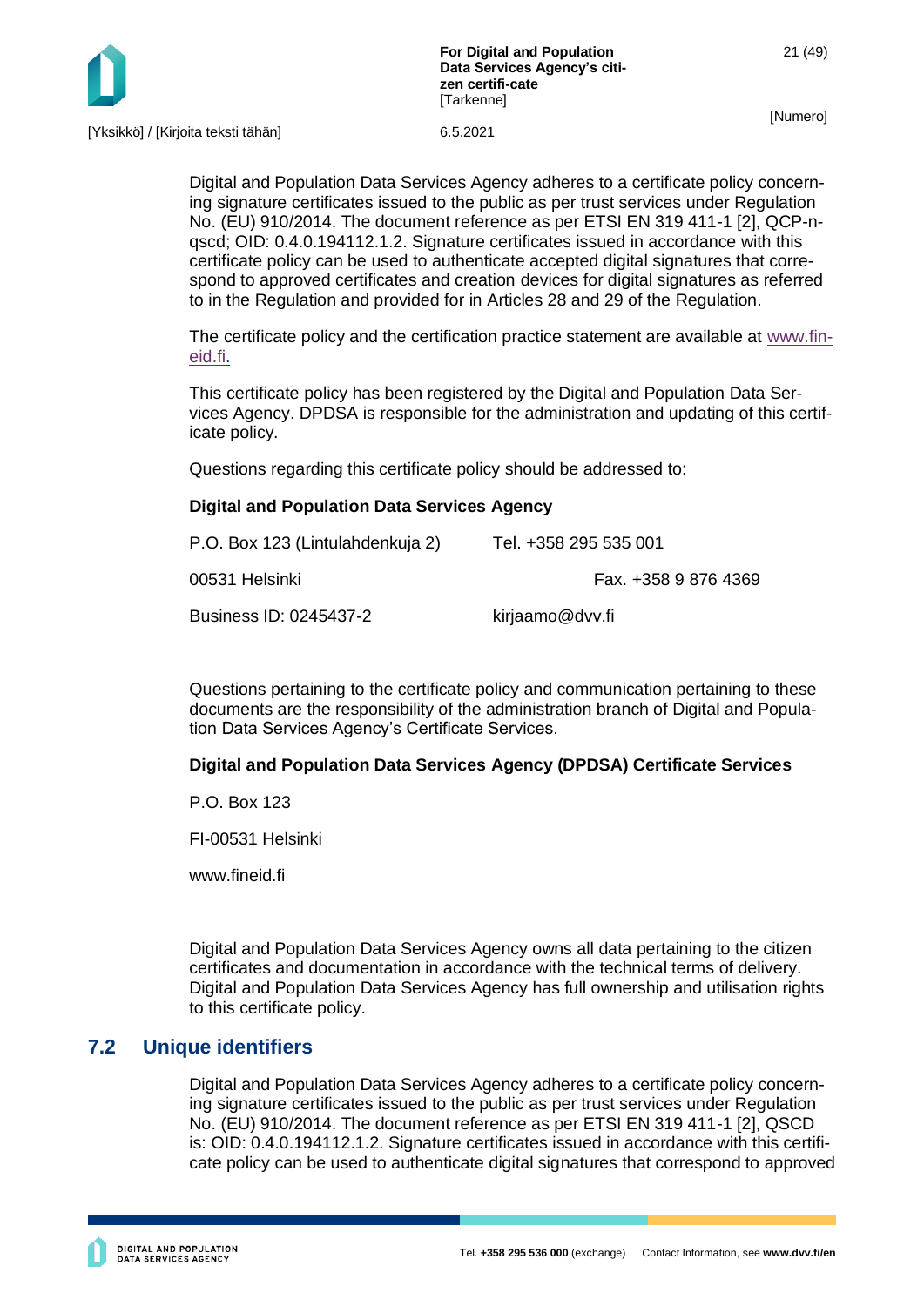Digital and Population Data Services Agency adheres to a certificate policy concerning signature certificates issued to the public as per trust services under Regulation No. (EU) 910/2014. The document reference as per ETSI EN 319 411-1 [2], QCP-n-qscd; OID: 0.4.0.194112.1.2. Signature certificates issued in accordance with this certificate policy can be used to authenticate accepted digital signatures that correspond to approved certificates and creation devices for digital signatures as referred to in the Regulation and provided for in Articles 28 and 29 of the Regulation.

The certificate policy and the certification practice statement are available at www.fineid.fi.

This certificate policy has been registered by the Digital and Population Data Services Agency. DPDSA is responsible for the administration and updating of this certificate policy.

Questions regarding this certificate policy should be addressed to:

**Digital and Population Data Services Agency**

| | |
|---|---|
| P.O. Box 123 (Lintulahdenkuja 2) | Tel. +358 295 535 001 |
| 00531 Helsinki | Fax. +358 9 876 4369 |
| Business ID: 0245437-2 | kirjaamo@dvv.fi |

Questions pertaining to the certificate policy and communication pertaining to these documents are the responsibility of the administration branch of Digital and Population Data Services Agency's Certificate Services.

**Digital and Population Data Services Agency (DPDSA) Certificate Services**

P.O. Box 123

FI-00531 Helsinki

www.fineid.fi

Digital and Population Data Services Agency owns all data pertaining to the citizen certificates and documentation in accordance with the technical terms of delivery. Digital and Population Data Services Agency has full ownership and utilisation rights to this certificate policy.

## 7.2 Unique identifiers

Digital and Population Data Services Agency adheres to a certificate policy concerning signature certificates issued to the public as per trust services under Regulation No. (EU) 910/2014. The document reference as per ETSI EN 319 411-1 [2], QSCD is: OID: 0.4.0.194112.1.2. Signature certificates issued in accordance with this certificate policy can be used to authenticate digital signatures that correspond to approved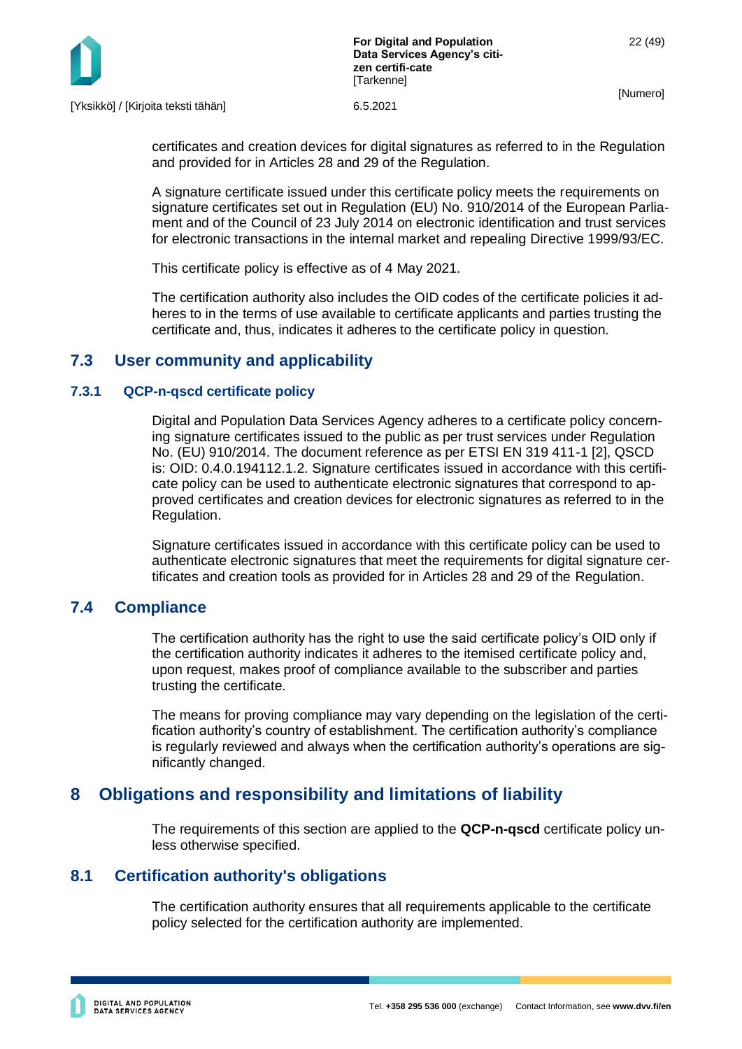certificates and creation devices for digital signatures as referred to in the Regulation and provided for in Articles 28 and 29 of the Regulation.

A signature certificate issued under this certificate policy meets the requirements on signature certificates set out in Regulation (EU) No. 910/2014 of the European Parliament and of the Council of 23 July 2014 on electronic identification and trust services for electronic transactions in the internal market and repealing Directive 1999/93/EC.

This certificate policy is effective as of 4 May 2021.

The certification authority also includes the OID codes of the certificate policies it adheres to in the terms of use available to certificate applicants and parties trusting the certificate and, thus, indicates it adheres to the certificate policy in question.

## 7.3 User community and applicability

### 7.3.1 QCP-n-qscd certificate policy

Digital and Population Data Services Agency adheres to a certificate policy concerning signature certificates issued to the public as per trust services under Regulation No. (EU) 910/2014. The document reference as per ETSI EN 319 411-1 [2], QSCD is: OID: 0.4.0.194112.1.2. Signature certificates issued in accordance with this certificate policy can be used to authenticate electronic signatures that correspond to approved certificates and creation devices for electronic signatures as referred to in the Regulation.

Signature certificates issued in accordance with this certificate policy can be used to authenticate electronic signatures that meet the requirements for digital signature certificates and creation tools as provided for in Articles 28 and 29 of the Regulation.

## 7.4 Compliance

The certification authority has the right to use the said certificate policy's OID only if the certification authority indicates it adheres to the itemised certificate policy and, upon request, makes proof of compliance available to the subscriber and parties trusting the certificate.

The means for proving compliance may vary depending on the legislation of the certification authority's country of establishment. The certification authority's compliance is regularly reviewed and always when the certification authority's operations are significantly changed.

# 8 Obligations and responsibility and limitations of liability

The requirements of this section are applied to the **QCP-n-qscd** certificate policy unless otherwise specified.

## 8.1 Certification authority's obligations

The certification authority ensures that all requirements applicable to the certificate policy selected for the certification authority are implemented.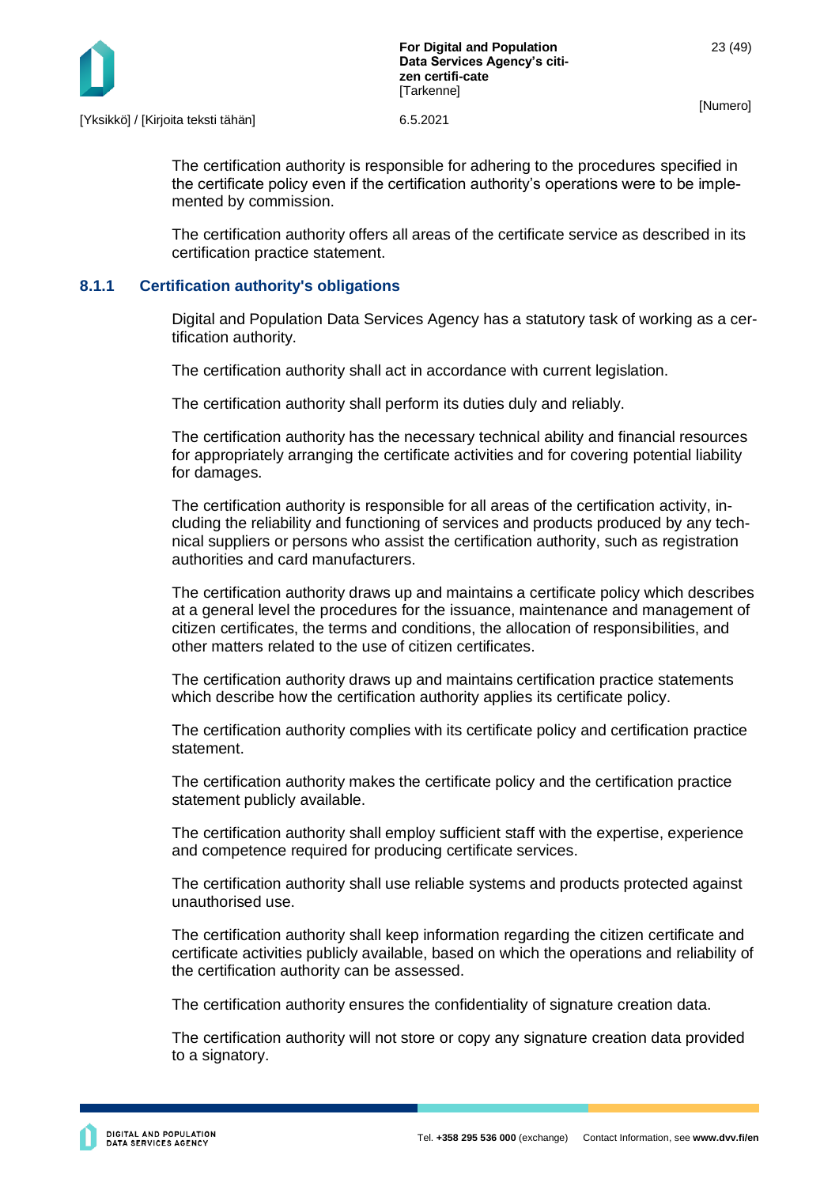The certification authority is responsible for adhering to the procedures specified in the certificate policy even if the certification authority's operations were to be implemented by commission.

The certification authority offers all areas of the certificate service as described in its certification practice statement.

### 8.1.1 Certification authority's obligations

Digital and Population Data Services Agency has a statutory task of working as a certification authority.

The certification authority shall act in accordance with current legislation.

The certification authority shall perform its duties duly and reliably.

The certification authority has the necessary technical ability and financial resources for appropriately arranging the certificate activities and for covering potential liability for damages.

The certification authority is responsible for all areas of the certification activity, including the reliability and functioning of services and products produced by any technical suppliers or persons who assist the certification authority, such as registration authorities and card manufacturers.

The certification authority draws up and maintains a certificate policy which describes at a general level the procedures for the issuance, maintenance and management of citizen certificates, the terms and conditions, the allocation of responsibilities, and other matters related to the use of citizen certificates.

The certification authority draws up and maintains certification practice statements which describe how the certification authority applies its certificate policy.

The certification authority complies with its certificate policy and certification practice statement.

The certification authority makes the certificate policy and the certification practice statement publicly available.

The certification authority shall employ sufficient staff with the expertise, experience and competence required for producing certificate services.

The certification authority shall use reliable systems and products protected against unauthorised use.

The certification authority shall keep information regarding the citizen certificate and certificate activities publicly available, based on which the operations and reliability of the certification authority can be assessed.

The certification authority ensures the confidentiality of signature creation data.

The certification authority will not store or copy any signature creation data provided to a signatory.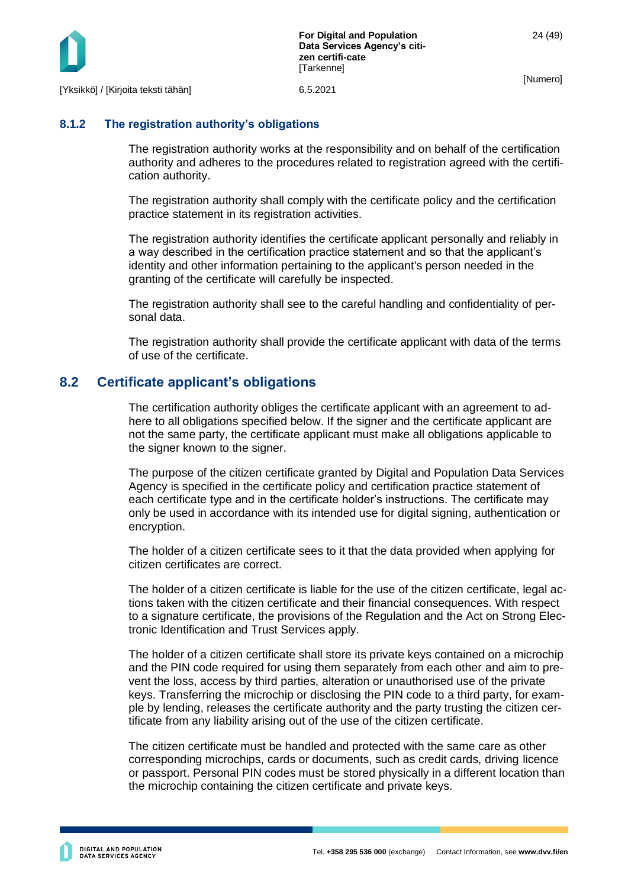#### 8.1.2 The registration authority's obligations

The registration authority works at the responsibility and on behalf of the certification authority and adheres to the procedures related to registration agreed with the certification authority.

The registration authority shall comply with the certificate policy and the certification practice statement in its registration activities.

The registration authority identifies the certificate applicant personally and reliably in a way described in the certification practice statement and so that the applicant's identity and other information pertaining to the applicant's person needed in the granting of the certificate will carefully be inspected.

The registration authority shall see to the careful handling and confidentiality of personal data.

The registration authority shall provide the certificate applicant with data of the terms of use of the certificate.

### 8.2 Certificate applicant's obligations

The certification authority obliges the certificate applicant with an agreement to adhere to all obligations specified below. If the signer and the certificate applicant are not the same party, the certificate applicant must make all obligations applicable to the signer known to the signer.

The purpose of the citizen certificate granted by Digital and Population Data Services Agency is specified in the certificate policy and certification practice statement of each certificate type and in the certificate holder's instructions. The certificate may only be used in accordance with its intended use for digital signing, authentication or encryption.

The holder of a citizen certificate sees to it that the data provided when applying for citizen certificates are correct.

The holder of a citizen certificate is liable for the use of the citizen certificate, legal actions taken with the citizen certificate and their financial consequences. With respect to a signature certificate, the provisions of the Regulation and the Act on Strong Electronic Identification and Trust Services apply.

The holder of a citizen certificate shall store its private keys contained on a microchip and the PIN code required for using them separately from each other and aim to prevent the loss, access by third parties, alteration or unauthorised use of the private keys. Transferring the microchip or disclosing the PIN code to a third party, for example by lending, releases the certificate authority and the party trusting the citizen certificate from any liability arising out of the use of the citizen certificate.

The citizen certificate must be handled and protected with the same care as other corresponding microchips, cards or documents, such as credit cards, driving licence or passport. Personal PIN codes must be stored physically in a different location than the microchip containing the citizen certificate and private keys.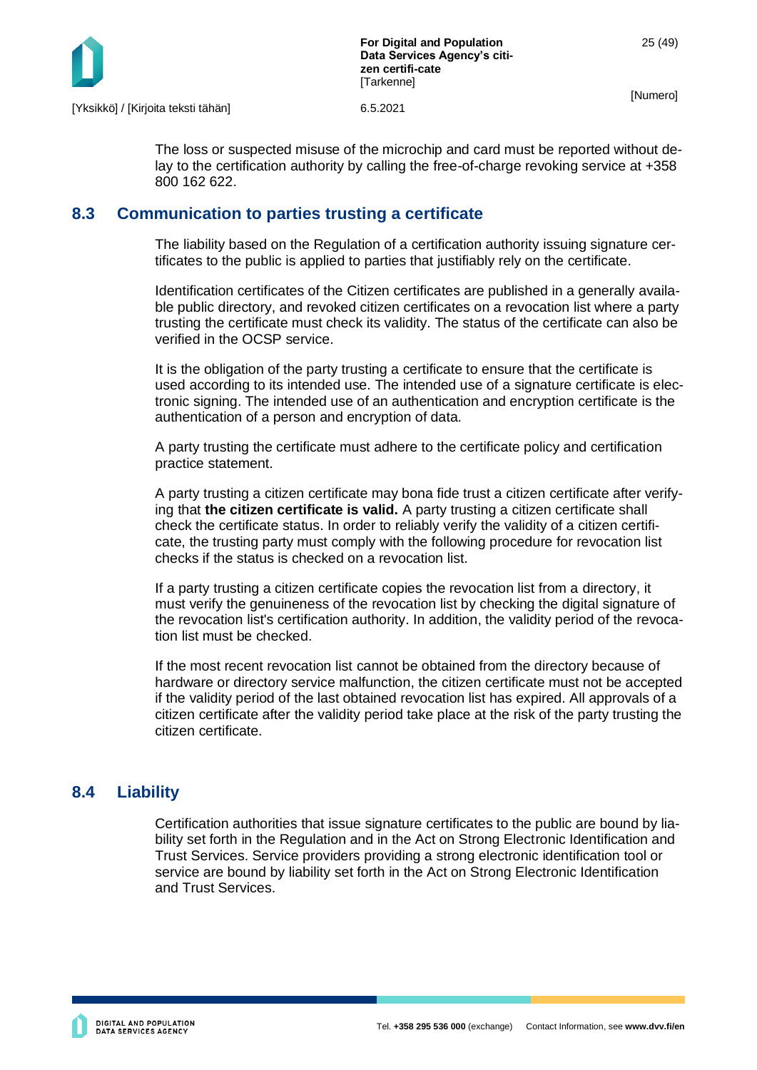The loss or suspected misuse of the microchip and card must be reported without delay to the certification authority by calling the free-of-charge revoking service at +358 800 162 622.

## 8.3 Communication to parties trusting a certificate

The liability based on the Regulation of a certification authority issuing signature certificates to the public is applied to parties that justifiably rely on the certificate.

Identification certificates of the Citizen certificates are published in a generally available public directory, and revoked citizen certificates on a revocation list where a party trusting the certificate must check its validity. The status of the certificate can also be verified in the OCSP service.

It is the obligation of the party trusting a certificate to ensure that the certificate is used according to its intended use. The intended use of a signature certificate is electronic signing. The intended use of an authentication and encryption certificate is the authentication of a person and encryption of data.

A party trusting the certificate must adhere to the certificate policy and certification practice statement.

A party trusting a citizen certificate may bona fide trust a citizen certificate after verifying that **the citizen certificate is valid.** A party trusting a citizen certificate shall check the certificate status. In order to reliably verify the validity of a citizen certificate, the trusting party must comply with the following procedure for revocation list checks if the status is checked on a revocation list.

If a party trusting a citizen certificate copies the revocation list from a directory, it must verify the genuineness of the revocation list by checking the digital signature of the revocation list's certification authority. In addition, the validity period of the revocation list must be checked.

If the most recent revocation list cannot be obtained from the directory because of hardware or directory service malfunction, the citizen certificate must not be accepted if the validity period of the last obtained revocation list has expired. All approvals of a citizen certificate after the validity period take place at the risk of the party trusting the citizen certificate.

## 8.4 Liability

Certification authorities that issue signature certificates to the public are bound by liability set forth in the Regulation and in the Act on Strong Electronic Identification and Trust Services. Service providers providing a strong electronic identification tool or service are bound by liability set forth in the Act on Strong Electronic Identification and Trust Services.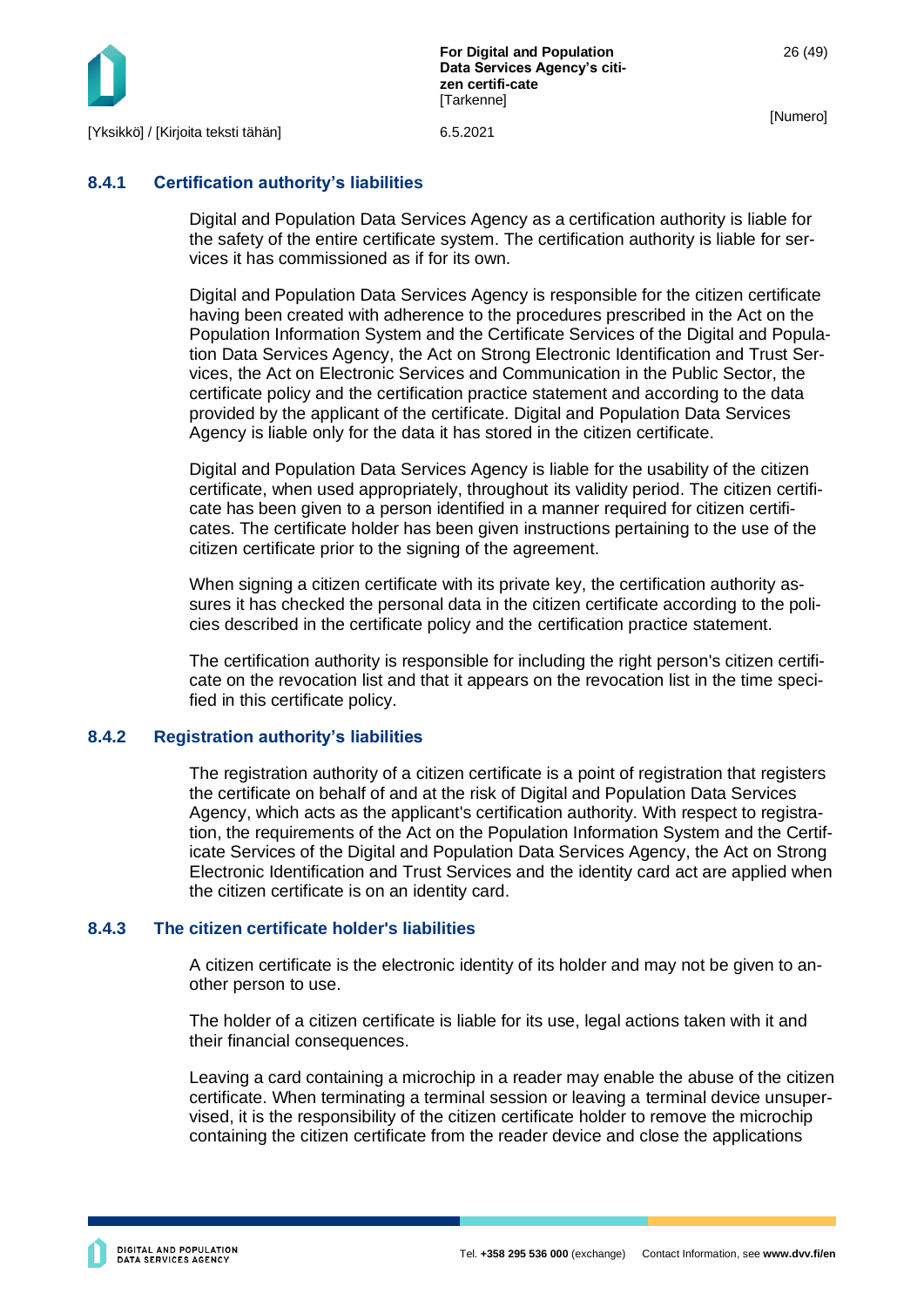### 8.4.1 Certification authority's liabilities

Digital and Population Data Services Agency as a certification authority is liable for the safety of the entire certificate system. The certification authority is liable for services it has commissioned as if for its own.

Digital and Population Data Services Agency is responsible for the citizen certificate having been created with adherence to the procedures prescribed in the Act on the Population Information System and the Certificate Services of the Digital and Population Data Services Agency, the Act on Strong Electronic Identification and Trust Services, the Act on Electronic Services and Communication in the Public Sector, the certificate policy and the certification practice statement and according to the data provided by the applicant of the certificate. Digital and Population Data Services Agency is liable only for the data it has stored in the citizen certificate.

Digital and Population Data Services Agency is liable for the usability of the citizen certificate, when used appropriately, throughout its validity period. The citizen certificate has been given to a person identified in a manner required for citizen certificates. The certificate holder has been given instructions pertaining to the use of the citizen certificate prior to the signing of the agreement.

When signing a citizen certificate with its private key, the certification authority assures it has checked the personal data in the citizen certificate according to the policies described in the certificate policy and the certification practice statement.

The certification authority is responsible for including the right person's citizen certificate on the revocation list and that it appears on the revocation list in the time specified in this certificate policy.

### 8.4.2 Registration authority's liabilities

The registration authority of a citizen certificate is a point of registration that registers the certificate on behalf of and at the risk of Digital and Population Data Services Agency, which acts as the applicant's certification authority. With respect to registration, the requirements of the Act on the Population Information System and the Certificate Services of the Digital and Population Data Services Agency, the Act on Strong Electronic Identification and Trust Services and the identity card act are applied when the citizen certificate is on an identity card.

### 8.4.3 The citizen certificate holder's liabilities

A citizen certificate is the electronic identity of its holder and may not be given to another person to use.

The holder of a citizen certificate is liable for its use, legal actions taken with it and their financial consequences.

Leaving a card containing a microchip in a reader may enable the abuse of the citizen certificate. When terminating a terminal session or leaving a terminal device unsupervised, it is the responsibility of the citizen certificate holder to remove the microchip containing the citizen certificate from the reader device and close the applications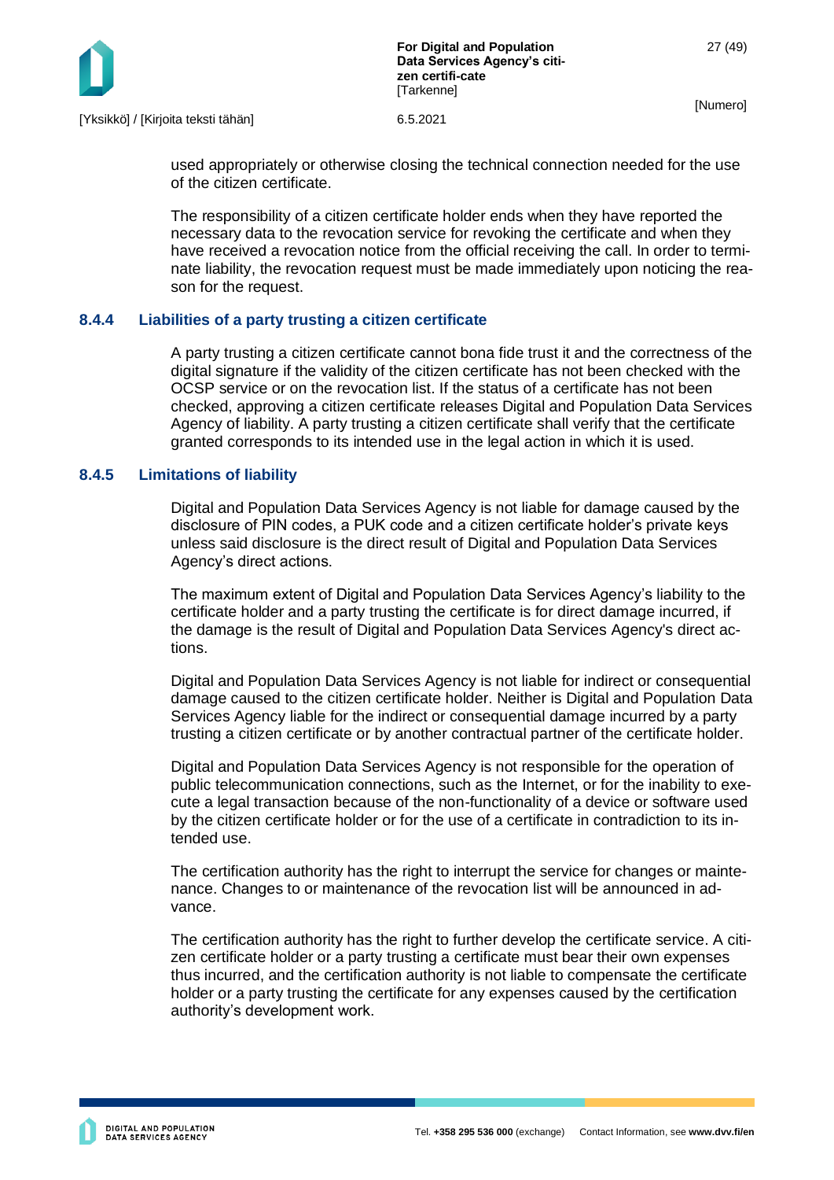used appropriately or otherwise closing the technical connection needed for the use of the citizen certificate.

The responsibility of a citizen certificate holder ends when they have reported the necessary data to the revocation service for revoking the certificate and when they have received a revocation notice from the official receiving the call. In order to terminate liability, the revocation request must be made immediately upon noticing the reason for the request.

### 8.4.4 Liabilities of a party trusting a citizen certificate

A party trusting a citizen certificate cannot bona fide trust it and the correctness of the digital signature if the validity of the citizen certificate has not been checked with the OCSP service or on the revocation list. If the status of a certificate has not been checked, approving a citizen certificate releases Digital and Population Data Services Agency of liability. A party trusting a citizen certificate shall verify that the certificate granted corresponds to its intended use in the legal action in which it is used.

### 8.4.5 Limitations of liability

Digital and Population Data Services Agency is not liable for damage caused by the disclosure of PIN codes, a PUK code and a citizen certificate holder's private keys unless said disclosure is the direct result of Digital and Population Data Services Agency's direct actions.

The maximum extent of Digital and Population Data Services Agency's liability to the certificate holder and a party trusting the certificate is for direct damage incurred, if the damage is the result of Digital and Population Data Services Agency's direct actions.

Digital and Population Data Services Agency is not liable for indirect or consequential damage caused to the citizen certificate holder. Neither is Digital and Population Data Services Agency liable for the indirect or consequential damage incurred by a party trusting a citizen certificate or by another contractual partner of the certificate holder.

Digital and Population Data Services Agency is not responsible for the operation of public telecommunication connections, such as the Internet, or for the inability to execute a legal transaction because of the non-functionality of a device or software used by the citizen certificate holder or for the use of a certificate in contradiction to its intended use.

The certification authority has the right to interrupt the service for changes or maintenance. Changes to or maintenance of the revocation list will be announced in advance.

The certification authority has the right to further develop the certificate service. A citizen certificate holder or a party trusting a certificate must bear their own expenses thus incurred, and the certification authority is not liable to compensate the certificate holder or a party trusting the certificate for any expenses caused by the certification authority's development work.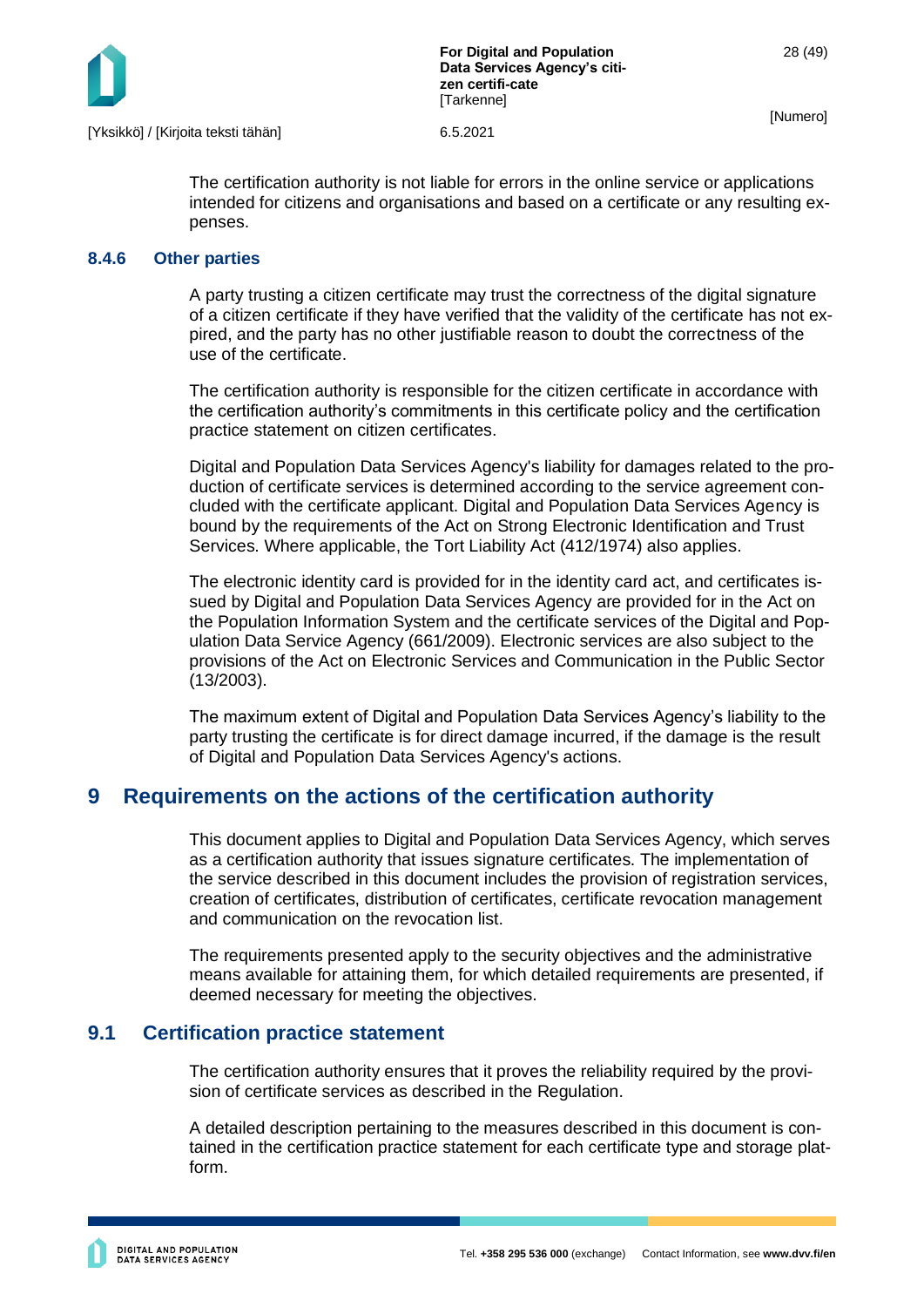The certification authority is not liable for errors in the online service or applications intended for citizens and organisations and based on a certificate or any resulting expenses.

### 8.4.6 Other parties

A party trusting a citizen certificate may trust the correctness of the digital signature of a citizen certificate if they have verified that the validity of the certificate has not expired, and the party has no other justifiable reason to doubt the correctness of the use of the certificate.

The certification authority is responsible for the citizen certificate in accordance with the certification authority's commitments in this certificate policy and the certification practice statement on citizen certificates.

Digital and Population Data Services Agency's liability for damages related to the production of certificate services is determined according to the service agreement concluded with the certificate applicant. Digital and Population Data Services Agency is bound by the requirements of the Act on Strong Electronic Identification and Trust Services. Where applicable, the Tort Liability Act (412/1974) also applies.

The electronic identity card is provided for in the identity card act, and certificates issued by Digital and Population Data Services Agency are provided for in the Act on the Population Information System and the certificate services of the Digital and Population Data Service Agency (661/2009). Electronic services are also subject to the provisions of the Act on Electronic Services and Communication in the Public Sector (13/2003).

The maximum extent of Digital and Population Data Services Agency's liability to the party trusting the certificate is for direct damage incurred, if the damage is the result of Digital and Population Data Services Agency's actions.

# 9 Requirements on the actions of the certification authority

This document applies to Digital and Population Data Services Agency, which serves as a certification authority that issues signature certificates. The implementation of the service described in this document includes the provision of registration services, creation of certificates, distribution of certificates, certificate revocation management and communication on the revocation list.

The requirements presented apply to the security objectives and the administrative means available for attaining them, for which detailed requirements are presented, if deemed necessary for meeting the objectives.

## 9.1 Certification practice statement

The certification authority ensures that it proves the reliability required by the provision of certificate services as described in the Regulation.

A detailed description pertaining to the measures described in this document is contained in the certification practice statement for each certificate type and storage platform.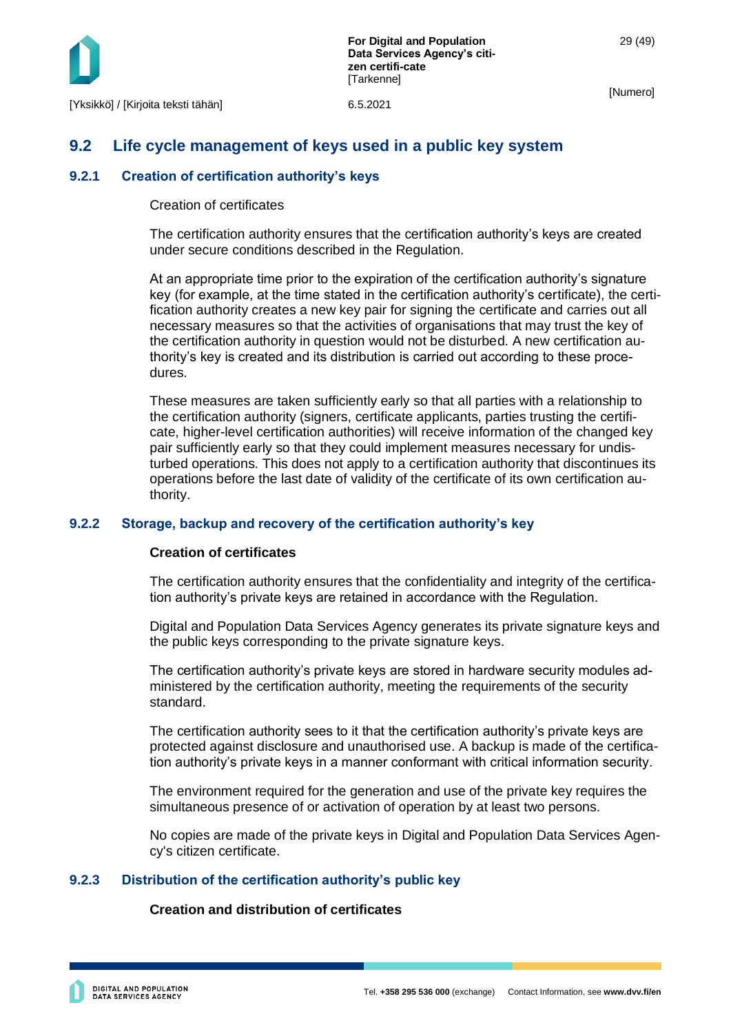## 9.2 Life cycle management of keys used in a public key system

### 9.2.1 Creation of certification authority's keys

Creation of certificates

The certification authority ensures that the certification authority's keys are created under secure conditions described in the Regulation.

At an appropriate time prior to the expiration of the certification authority's signature key (for example, at the time stated in the certification authority's certificate), the certification authority creates a new key pair for signing the certificate and carries out all necessary measures so that the activities of organisations that may trust the key of the certification authority in question would not be disturbed. A new certification authority's key is created and its distribution is carried out according to these procedures.

These measures are taken sufficiently early so that all parties with a relationship to the certification authority (signers, certificate applicants, parties trusting the certificate, higher-level certification authorities) will receive information of the changed key pair sufficiently early so that they could implement measures necessary for undisturbed operations. This does not apply to a certification authority that discontinues its operations before the last date of validity of the certificate of its own certification authority.

### 9.2.2 Storage, backup and recovery of the certification authority's key

**Creation of certificates**

The certification authority ensures that the confidentiality and integrity of the certification authority's private keys are retained in accordance with the Regulation.

Digital and Population Data Services Agency generates its private signature keys and the public keys corresponding to the private signature keys.

The certification authority's private keys are stored in hardware security modules administered by the certification authority, meeting the requirements of the security standard.

The certification authority sees to it that the certification authority's private keys are protected against disclosure and unauthorised use. A backup is made of the certification authority's private keys in a manner conformant with critical information security.

The environment required for the generation and use of the private key requires the simultaneous presence of or activation of operation by at least two persons.

No copies are made of the private keys in Digital and Population Data Services Agency's citizen certificate.

### 9.2.3 Distribution of the certification authority's public key

**Creation and distribution of certificates**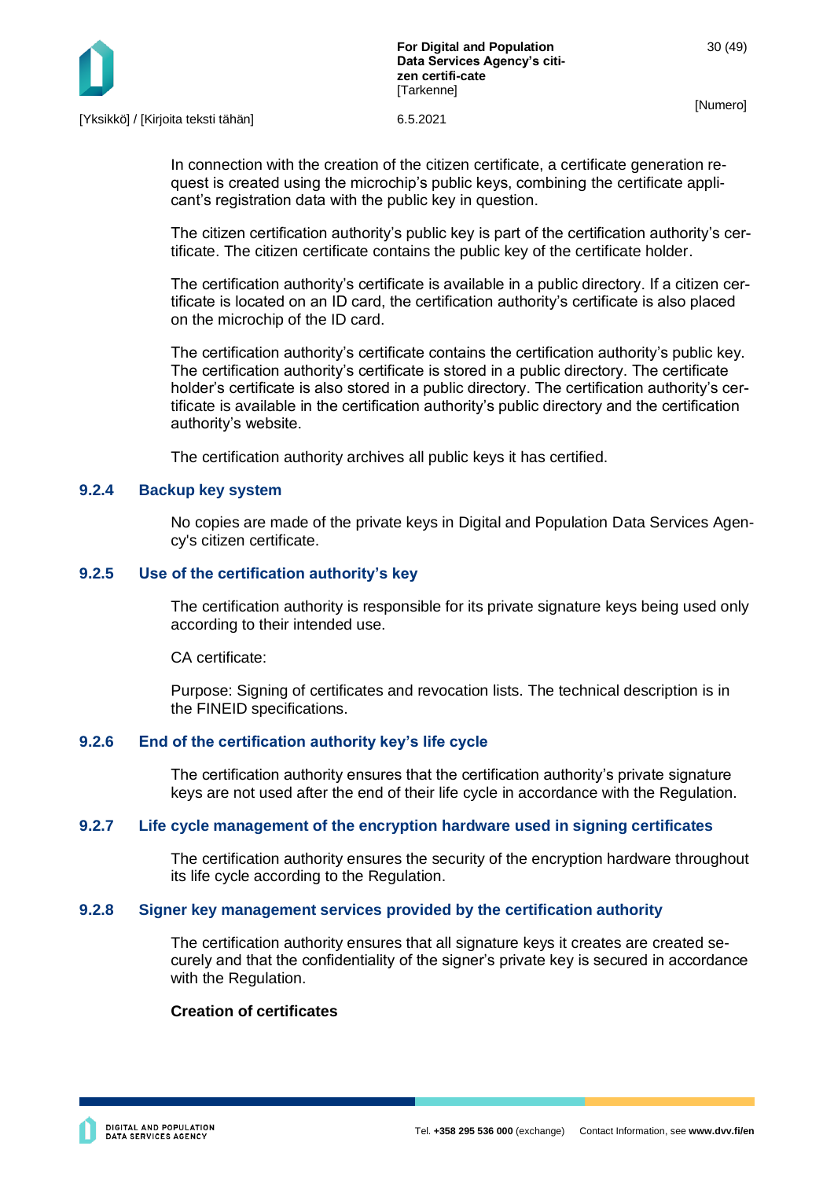In connection with the creation of the citizen certificate, a certificate generation request is created using the microchip's public keys, combining the certificate applicant's registration data with the public key in question.

The citizen certification authority's public key is part of the certification authority's certificate. The citizen certificate contains the public key of the certificate holder.

The certification authority's certificate is available in a public directory. If a citizen certificate is located on an ID card, the certification authority's certificate is also placed on the microchip of the ID card.

The certification authority's certificate contains the certification authority's public key. The certification authority's certificate is stored in a public directory. The certificate holder's certificate is also stored in a public directory. The certification authority's certificate is available in the certification authority's public directory and the certification authority's website.

The certification authority archives all public keys it has certified.

### 9.2.4 Backup key system

No copies are made of the private keys in Digital and Population Data Services Agency's citizen certificate.

### 9.2.5 Use of the certification authority's key

The certification authority is responsible for its private signature keys being used only according to their intended use.

CA certificate:

Purpose: Signing of certificates and revocation lists. The technical description is in the FINEID specifications.

### 9.2.6 End of the certification authority key's life cycle

The certification authority ensures that the certification authority's private signature keys are not used after the end of their life cycle in accordance with the Regulation.

### 9.2.7 Life cycle management of the encryption hardware used in signing certificates

The certification authority ensures the security of the encryption hardware throughout its life cycle according to the Regulation.

### 9.2.8 Signer key management services provided by the certification authority

The certification authority ensures that all signature keys it creates are created securely and that the confidentiality of the signer's private key is secured in accordance with the Regulation.

**Creation of certificates**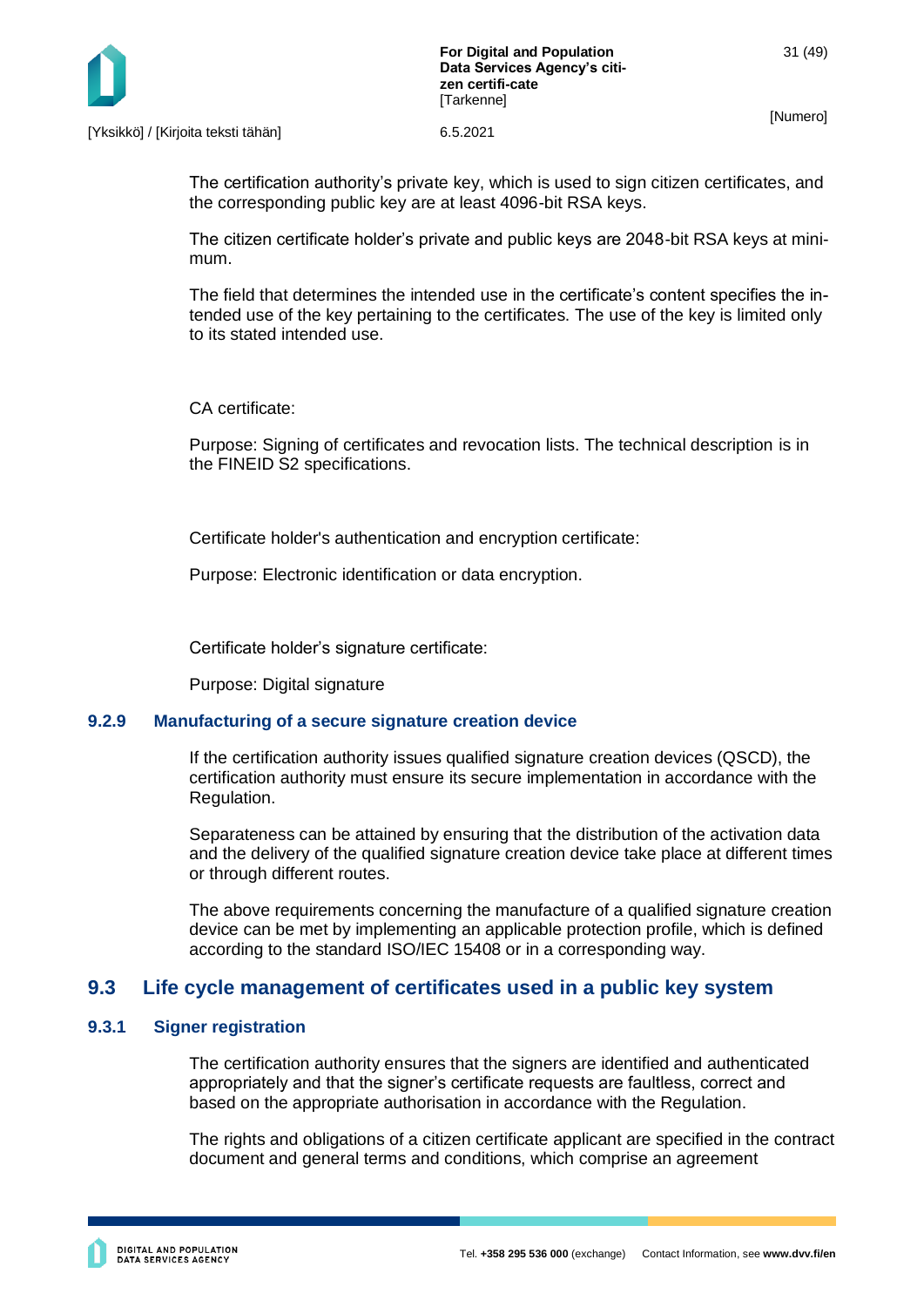The certification authority's private key, which is used to sign citizen certificates, and the corresponding public key are at least 4096-bit RSA keys.

The citizen certificate holder's private and public keys are 2048-bit RSA keys at minimum.

The field that determines the intended use in the certificate's content specifies the intended use of the key pertaining to the certificates. The use of the key is limited only to its stated intended use.

CA certificate:

Purpose: Signing of certificates and revocation lists. The technical description is in the FINEID S2 specifications.

Certificate holder's authentication and encryption certificate:

Purpose: Electronic identification or data encryption.

Certificate holder's signature certificate:

Purpose: Digital signature

### 9.2.9 Manufacturing of a secure signature creation device

If the certification authority issues qualified signature creation devices (QSCD), the certification authority must ensure its secure implementation in accordance with the Regulation.

Separateness can be attained by ensuring that the distribution of the activation data and the delivery of the qualified signature creation device take place at different times or through different routes.

The above requirements concerning the manufacture of a qualified signature creation device can be met by implementing an applicable protection profile, which is defined according to the standard ISO/IEC 15408 or in a corresponding way.

## 9.3 Life cycle management of certificates used in a public key system

### 9.3.1 Signer registration

The certification authority ensures that the signers are identified and authenticated appropriately and that the signer's certificate requests are faultless, correct and based on the appropriate authorisation in accordance with the Regulation.

The rights and obligations of a citizen certificate applicant are specified in the contract document and general terms and conditions, which comprise an agreement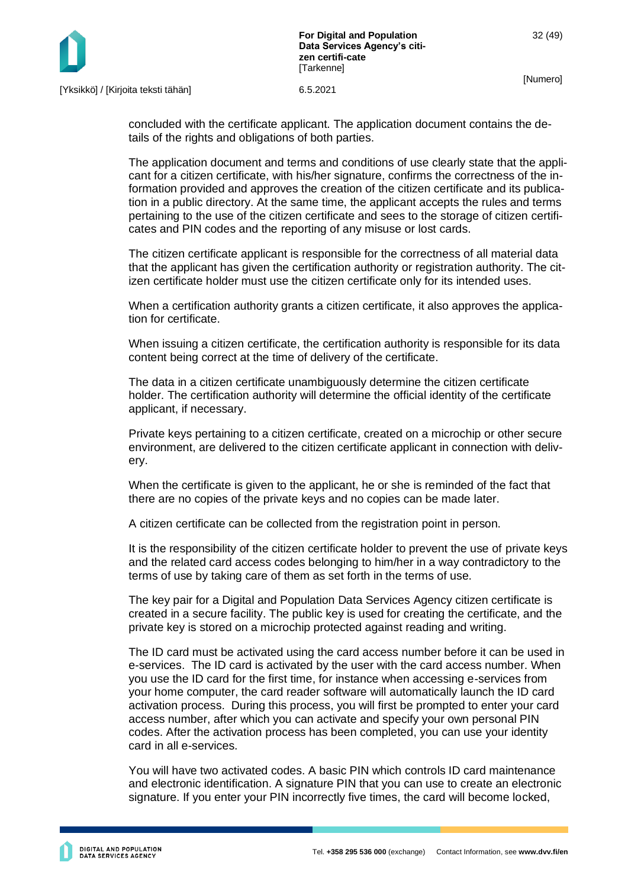concluded with the certificate applicant. The application document contains the details of the rights and obligations of both parties.

The application document and terms and conditions of use clearly state that the applicant for a citizen certificate, with his/her signature, confirms the correctness of the information provided and approves the creation of the citizen certificate and its publication in a public directory. At the same time, the applicant accepts the rules and terms pertaining to the use of the citizen certificate and sees to the storage of citizen certificates and PIN codes and the reporting of any misuse or lost cards.

The citizen certificate applicant is responsible for the correctness of all material data that the applicant has given the certification authority or registration authority. The citizen certificate holder must use the citizen certificate only for its intended uses.

When a certification authority grants a citizen certificate, it also approves the application for certificate.

When issuing a citizen certificate, the certification authority is responsible for its data content being correct at the time of delivery of the certificate.

The data in a citizen certificate unambiguously determine the citizen certificate holder. The certification authority will determine the official identity of the certificate applicant, if necessary.

Private keys pertaining to a citizen certificate, created on a microchip or other secure environment, are delivered to the citizen certificate applicant in connection with delivery.

When the certificate is given to the applicant, he or she is reminded of the fact that there are no copies of the private keys and no copies can be made later.

A citizen certificate can be collected from the registration point in person.

It is the responsibility of the citizen certificate holder to prevent the use of private keys and the related card access codes belonging to him/her in a way contradictory to the terms of use by taking care of them as set forth in the terms of use.

The key pair for a Digital and Population Data Services Agency citizen certificate is created in a secure facility. The public key is used for creating the certificate, and the private key is stored on a microchip protected against reading and writing.

The ID card must be activated using the card access number before it can be used in e-services. The ID card is activated by the user with the card access number. When you use the ID card for the first time, for instance when accessing e-services from your home computer, the card reader software will automatically launch the ID card activation process. During this process, you will first be prompted to enter your card access number, after which you can activate and specify your own personal PIN codes. After the activation process has been completed, you can use your identity card in all e-services.

You will have two activated codes. A basic PIN which controls ID card maintenance and electronic identification. A signature PIN that you can use to create an electronic signature. If you enter your PIN incorrectly five times, the card will become locked,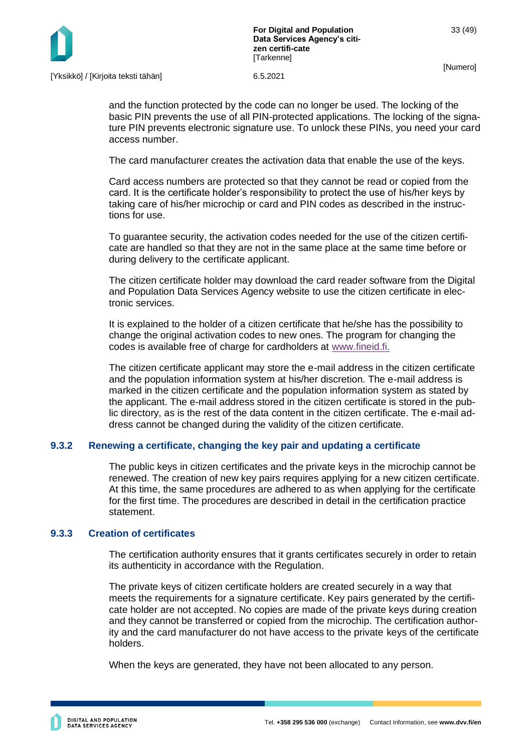and the function protected by the code can no longer be used. The locking of the basic PIN prevents the use of all PIN-protected applications. The locking of the signature PIN prevents electronic signature use. To unlock these PINs, you need your card access number.

The card manufacturer creates the activation data that enable the use of the keys.

Card access numbers are protected so that they cannot be read or copied from the card. It is the certificate holder's responsibility to protect the use of his/her keys by taking care of his/her microchip or card and PIN codes as described in the instructions for use.

To guarantee security, the activation codes needed for the use of the citizen certificate are handled so that they are not in the same place at the same time before or during delivery to the certificate applicant.

The citizen certificate holder may download the card reader software from the Digital and Population Data Services Agency website to use the citizen certificate in electronic services.

It is explained to the holder of a citizen certificate that he/she has the possibility to change the original activation codes to new ones. The program for changing the codes is available free of charge for cardholders at www.fineid.fi.

The citizen certificate applicant may store the e-mail address in the citizen certificate and the population information system at his/her discretion. The e-mail address is marked in the citizen certificate and the population information system as stated by the applicant. The e-mail address stored in the citizen certificate is stored in the public directory, as is the rest of the data content in the citizen certificate. The e-mail address cannot be changed during the validity of the citizen certificate.

### 9.3.2 Renewing a certificate, changing the key pair and updating a certificate

The public keys in citizen certificates and the private keys in the microchip cannot be renewed. The creation of new key pairs requires applying for a new citizen certificate. At this time, the same procedures are adhered to as when applying for the certificate for the first time. The procedures are described in detail in the certification practice statement.

### 9.3.3 Creation of certificates

The certification authority ensures that it grants certificates securely in order to retain its authenticity in accordance with the Regulation.

The private keys of citizen certificate holders are created securely in a way that meets the requirements for a signature certificate. Key pairs generated by the certificate holder are not accepted. No copies are made of the private keys during creation and they cannot be transferred or copied from the microchip. The certification authority and the card manufacturer do not have access to the private keys of the certificate holders.

When the keys are generated, they have not been allocated to any person.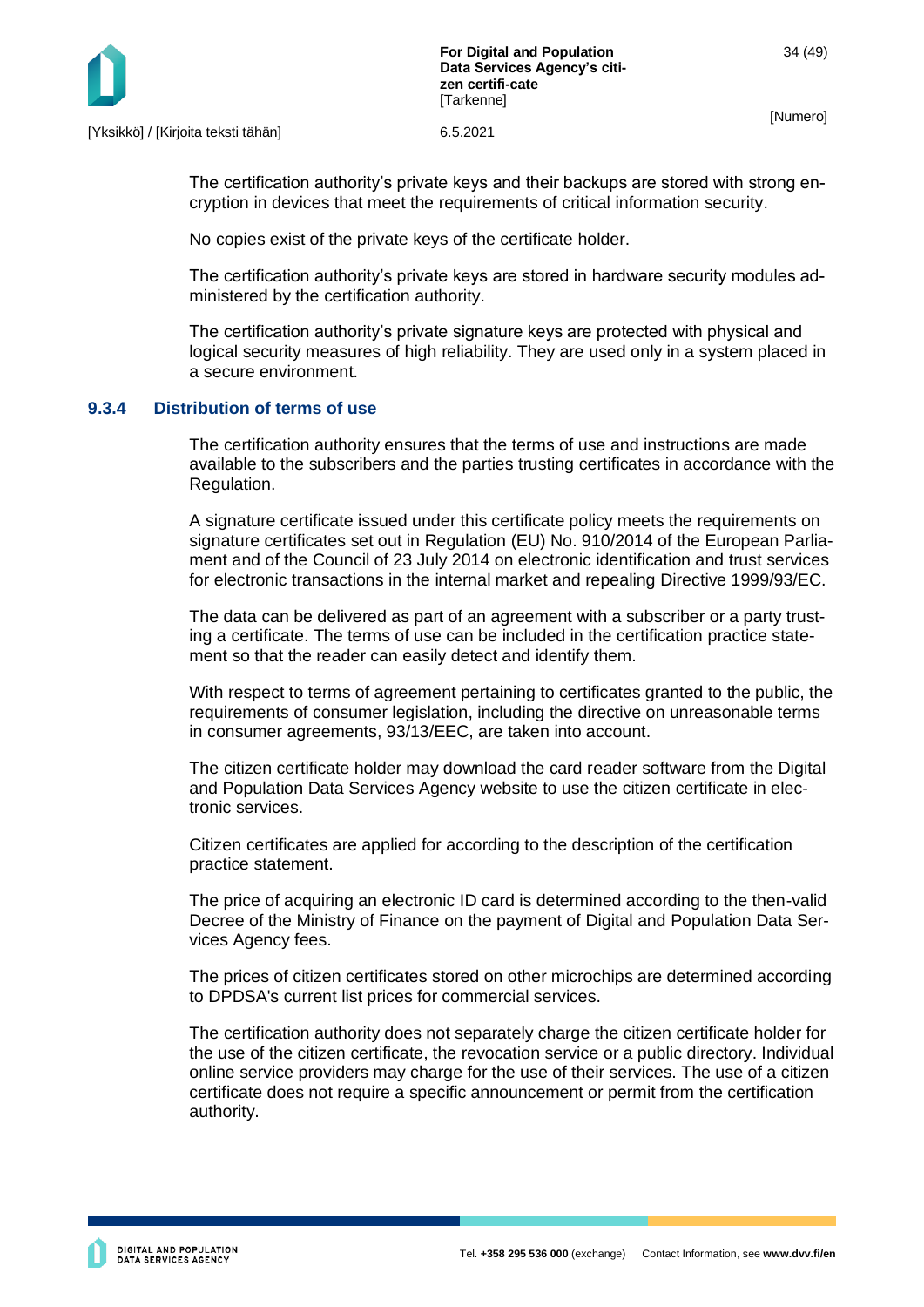The certification authority's private keys and their backups are stored with strong encryption in devices that meet the requirements of critical information security.

No copies exist of the private keys of the certificate holder.

The certification authority's private keys are stored in hardware security modules administered by the certification authority.

The certification authority's private signature keys are protected with physical and logical security measures of high reliability. They are used only in a system placed in a secure environment.

### 9.3.4 Distribution of terms of use

The certification authority ensures that the terms of use and instructions are made available to the subscribers and the parties trusting certificates in accordance with the Regulation.

A signature certificate issued under this certificate policy meets the requirements on signature certificates set out in Regulation (EU) No. 910/2014 of the European Parliament and of the Council of 23 July 2014 on electronic identification and trust services for electronic transactions in the internal market and repealing Directive 1999/93/EC.

The data can be delivered as part of an agreement with a subscriber or a party trusting a certificate. The terms of use can be included in the certification practice statement so that the reader can easily detect and identify them.

With respect to terms of agreement pertaining to certificates granted to the public, the requirements of consumer legislation, including the directive on unreasonable terms in consumer agreements, 93/13/EEC, are taken into account.

The citizen certificate holder may download the card reader software from the Digital and Population Data Services Agency website to use the citizen certificate in electronic services.

Citizen certificates are applied for according to the description of the certification practice statement.

The price of acquiring an electronic ID card is determined according to the then-valid Decree of the Ministry of Finance on the payment of Digital and Population Data Services Agency fees.

The prices of citizen certificates stored on other microchips are determined according to DPDSA's current list prices for commercial services.

The certification authority does not separately charge the citizen certificate holder for the use of the citizen certificate, the revocation service or a public directory. Individual online service providers may charge for the use of their services. The use of a citizen certificate does not require a specific announcement or permit from the certification authority.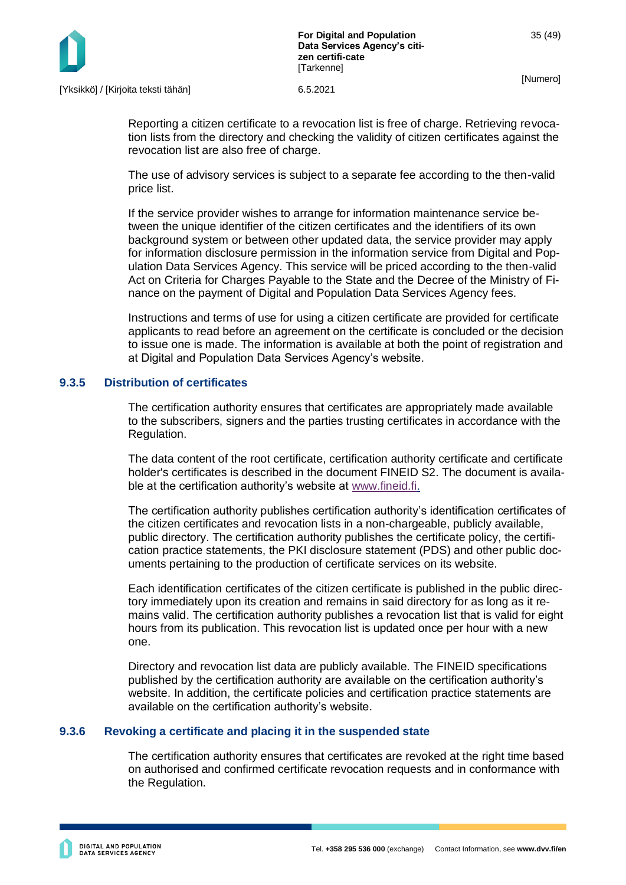Reporting a citizen certificate to a revocation list is free of charge. Retrieving revocation lists from the directory and checking the validity of citizen certificates against the revocation list are also free of charge.

The use of advisory services is subject to a separate fee according to the then-valid price list.

If the service provider wishes to arrange for information maintenance service between the unique identifier of the citizen certificates and the identifiers of its own background system or between other updated data, the service provider may apply for information disclosure permission in the information service from Digital and Population Data Services Agency. This service will be priced according to the then-valid Act on Criteria for Charges Payable to the State and the Decree of the Ministry of Finance on the payment of Digital and Population Data Services Agency fees.

Instructions and terms of use for using a citizen certificate are provided for certificate applicants to read before an agreement on the certificate is concluded or the decision to issue one is made. The information is available at both the point of registration and at Digital and Population Data Services Agency's website.

### 9.3.5 Distribution of certificates

The certification authority ensures that certificates are appropriately made available to the subscribers, signers and the parties trusting certificates in accordance with the Regulation.

The data content of the root certificate, certification authority certificate and certificate holder's certificates is described in the document FINEID S2. The document is available at the certification authority's website at www.fineid.fi.

The certification authority publishes certification authority's identification certificates of the citizen certificates and revocation lists in a non-chargeable, publicly available, public directory. The certification authority publishes the certificate policy, the certification practice statements, the PKI disclosure statement (PDS) and other public documents pertaining to the production of certificate services on its website.

Each identification certificates of the citizen certificate is published in the public directory immediately upon its creation and remains in said directory for as long as it remains valid. The certification authority publishes a revocation list that is valid for eight hours from its publication. This revocation list is updated once per hour with a new one.

Directory and revocation list data are publicly available. The FINEID specifications published by the certification authority are available on the certification authority's website. In addition, the certificate policies and certification practice statements are available on the certification authority's website.

### 9.3.6 Revoking a certificate and placing it in the suspended state

The certification authority ensures that certificates are revoked at the right time based on authorised and confirmed certificate revocation requests and in conformance with the Regulation.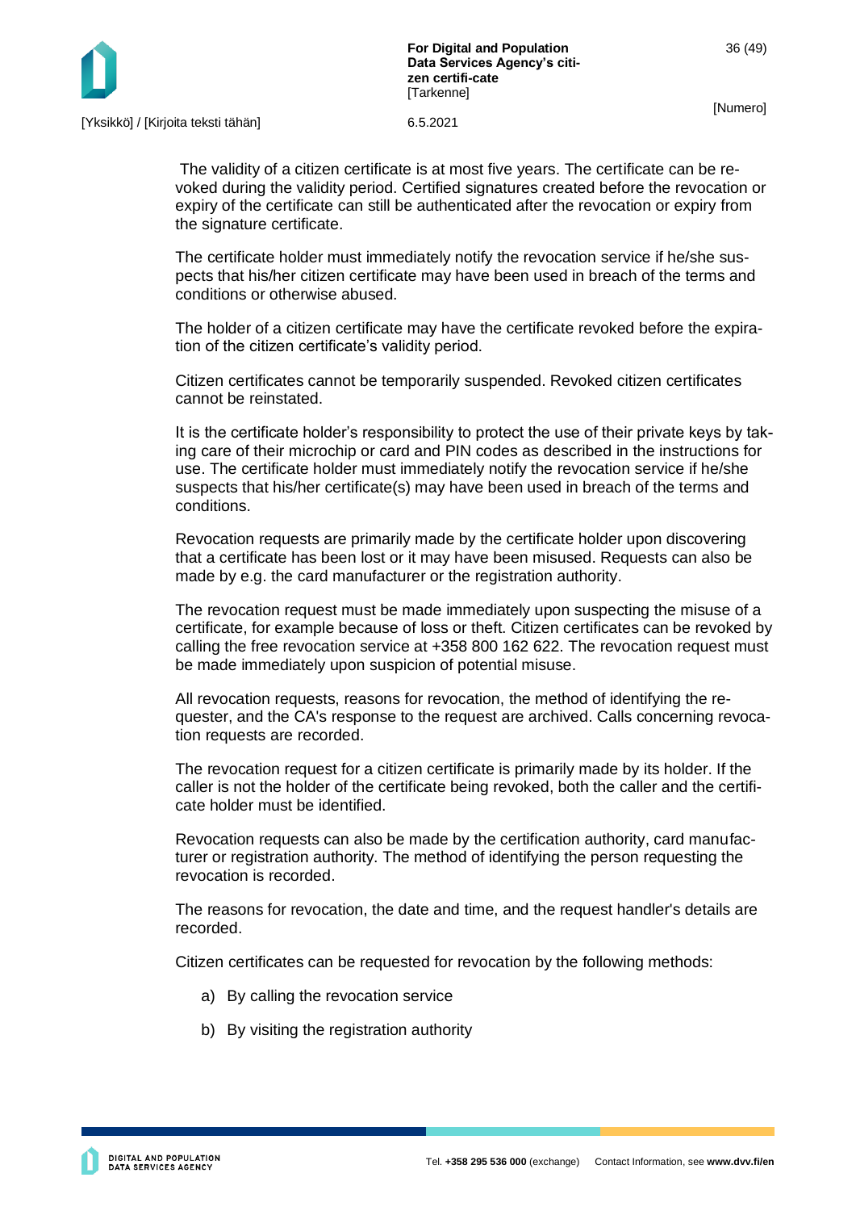The validity of a citizen certificate is at most five years. The certificate can be revoked during the validity period. Certified signatures created before the revocation or expiry of the certificate can still be authenticated after the revocation or expiry from the signature certificate.

The certificate holder must immediately notify the revocation service if he/she suspects that his/her citizen certificate may have been used in breach of the terms and conditions or otherwise abused.

The holder of a citizen certificate may have the certificate revoked before the expiration of the citizen certificate's validity period.

Citizen certificates cannot be temporarily suspended. Revoked citizen certificates cannot be reinstated.

It is the certificate holder's responsibility to protect the use of their private keys by taking care of their microchip or card and PIN codes as described in the instructions for use. The certificate holder must immediately notify the revocation service if he/she suspects that his/her certificate(s) may have been used in breach of the terms and conditions.

Revocation requests are primarily made by the certificate holder upon discovering that a certificate has been lost or it may have been misused. Requests can also be made by e.g. the card manufacturer or the registration authority.

The revocation request must be made immediately upon suspecting the misuse of a certificate, for example because of loss or theft. Citizen certificates can be revoked by calling the free revocation service at +358 800 162 622. The revocation request must be made immediately upon suspicion of potential misuse.

All revocation requests, reasons for revocation, the method of identifying the requester, and the CA's response to the request are archived. Calls concerning revocation requests are recorded.

The revocation request for a citizen certificate is primarily made by its holder. If the caller is not the holder of the certificate being revoked, both the caller and the certificate holder must be identified.

Revocation requests can also be made by the certification authority, card manufacturer or registration authority. The method of identifying the person requesting the revocation is recorded.

The reasons for revocation, the date and time, and the request handler's details are recorded.

Citizen certificates can be requested for revocation by the following methods:

a) By calling the revocation service

b) By visiting the registration authority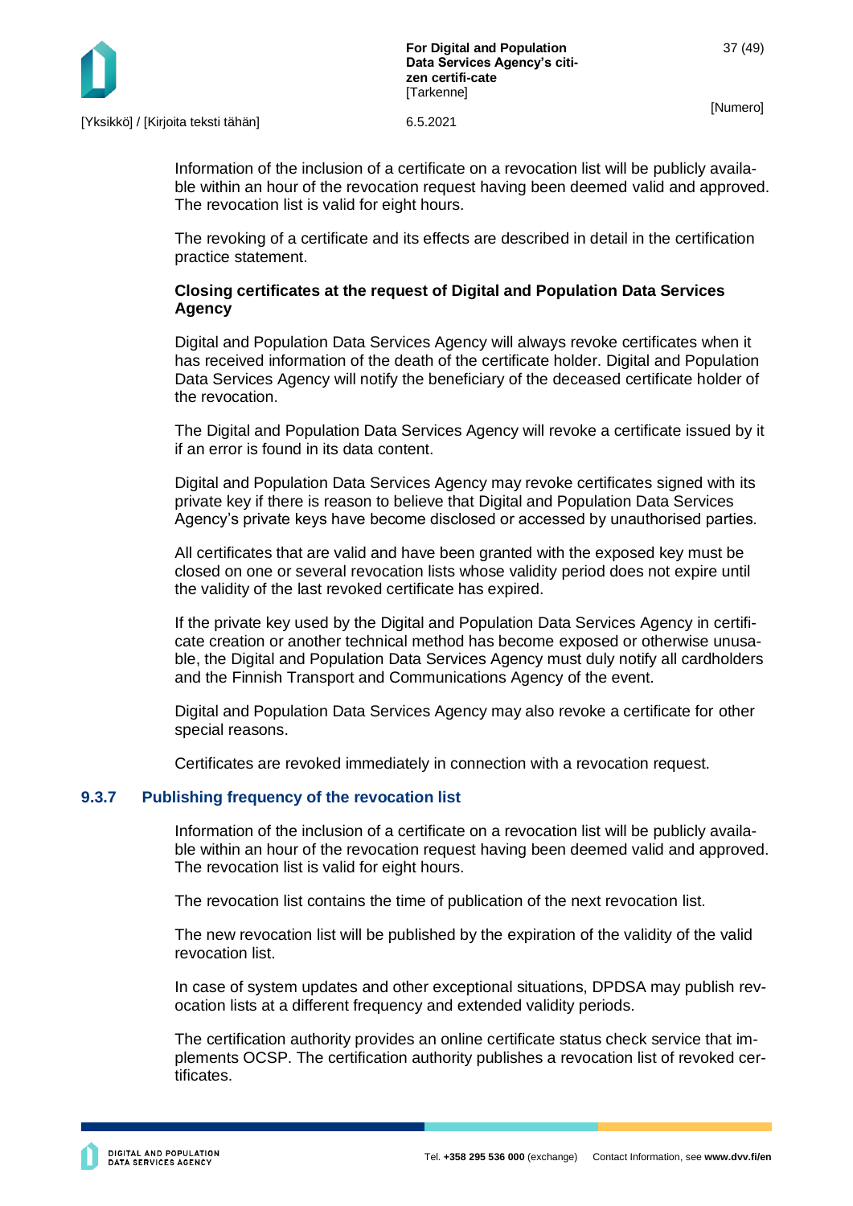Information of the inclusion of a certificate on a revocation list will be publicly available within an hour of the revocation request having been deemed valid and approved. The revocation list is valid for eight hours.

The revoking of a certificate and its effects are described in detail in the certification practice statement.

**Closing certificates at the request of Digital and Population Data Services Agency**

Digital and Population Data Services Agency will always revoke certificates when it has received information of the death of the certificate holder. Digital and Population Data Services Agency will notify the beneficiary of the deceased certificate holder of the revocation.

The Digital and Population Data Services Agency will revoke a certificate issued by it if an error is found in its data content.

Digital and Population Data Services Agency may revoke certificates signed with its private key if there is reason to believe that Digital and Population Data Services Agency's private keys have become disclosed or accessed by unauthorised parties.

All certificates that are valid and have been granted with the exposed key must be closed on one or several revocation lists whose validity period does not expire until the validity of the last revoked certificate has expired.

If the private key used by the Digital and Population Data Services Agency in certificate creation or another technical method has become exposed or otherwise unusable, the Digital and Population Data Services Agency must duly notify all cardholders and the Finnish Transport and Communications Agency of the event.

Digital and Population Data Services Agency may also revoke a certificate for other special reasons.

Certificates are revoked immediately in connection with a revocation request.

### 9.3.7 Publishing frequency of the revocation list

Information of the inclusion of a certificate on a revocation list will be publicly available within an hour of the revocation request having been deemed valid and approved. The revocation list is valid for eight hours.

The revocation list contains the time of publication of the next revocation list.

The new revocation list will be published by the expiration of the validity of the valid revocation list.

In case of system updates and other exceptional situations, DPDSA may publish revocation lists at a different frequency and extended validity periods.

The certification authority provides an online certificate status check service that implements OCSP. The certification authority publishes a revocation list of revoked certificates.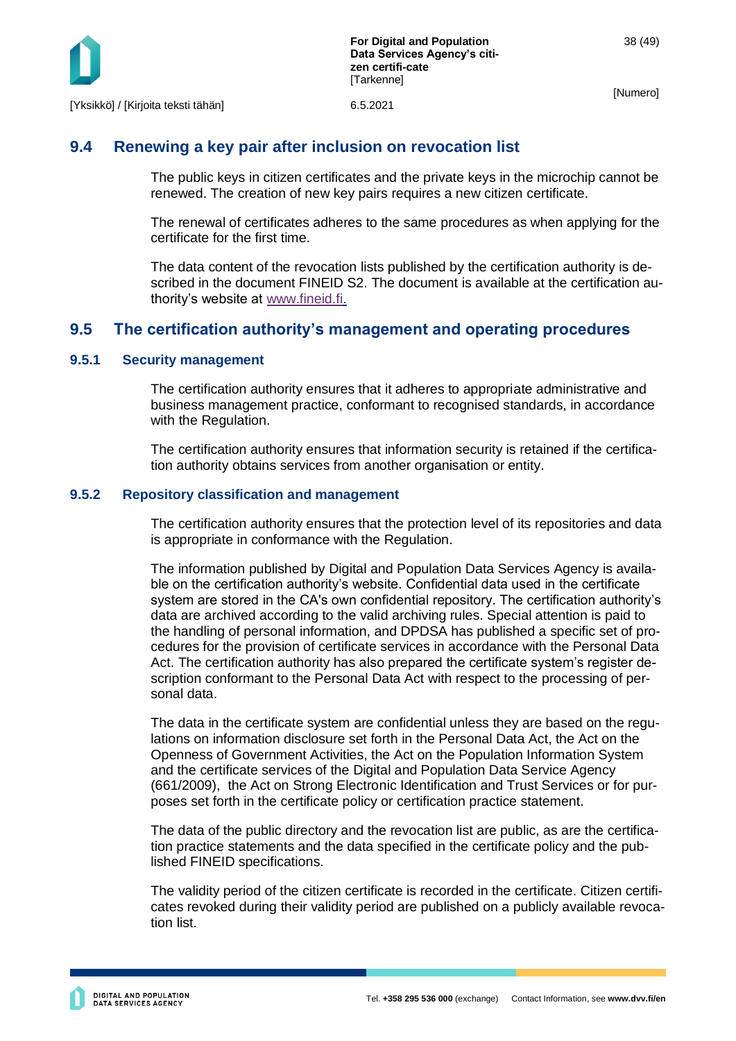## 9.4 Renewing a key pair after inclusion on revocation list

The public keys in citizen certificates and the private keys in the microchip cannot be renewed. The creation of new key pairs requires a new citizen certificate.

The renewal of certificates adheres to the same procedures as when applying for the certificate for the first time.

The data content of the revocation lists published by the certification authority is described in the document FINEID S2. The document is available at the certification authority's website at www.fineid.fi.

## 9.5 The certification authority's management and operating procedures

### 9.5.1 Security management

The certification authority ensures that it adheres to appropriate administrative and business management practice, conformant to recognised standards, in accordance with the Regulation.

The certification authority ensures that information security is retained if the certification authority obtains services from another organisation or entity.

### 9.5.2 Repository classification and management

The certification authority ensures that the protection level of its repositories and data is appropriate in conformance with the Regulation.

The information published by Digital and Population Data Services Agency is available on the certification authority's website. Confidential data used in the certificate system are stored in the CA's own confidential repository. The certification authority's data are archived according to the valid archiving rules. Special attention is paid to the handling of personal information, and DPDSA has published a specific set of procedures for the provision of certificate services in accordance with the Personal Data Act. The certification authority has also prepared the certificate system's register description conformant to the Personal Data Act with respect to the processing of personal data.

The data in the certificate system are confidential unless they are based on the regulations on information disclosure set forth in the Personal Data Act, the Act on the Openness of Government Activities, the Act on the Population Information System and the certificate services of the Digital and Population Data Service Agency (661/2009), the Act on Strong Electronic Identification and Trust Services or for purposes set forth in the certificate policy or certification practice statement.

The data of the public directory and the revocation list are public, as are the certification practice statements and the data specified in the certificate policy and the published FINEID specifications.

The validity period of the citizen certificate is recorded in the certificate. Citizen certificates revoked during their validity period are published on a publicly available revocation list.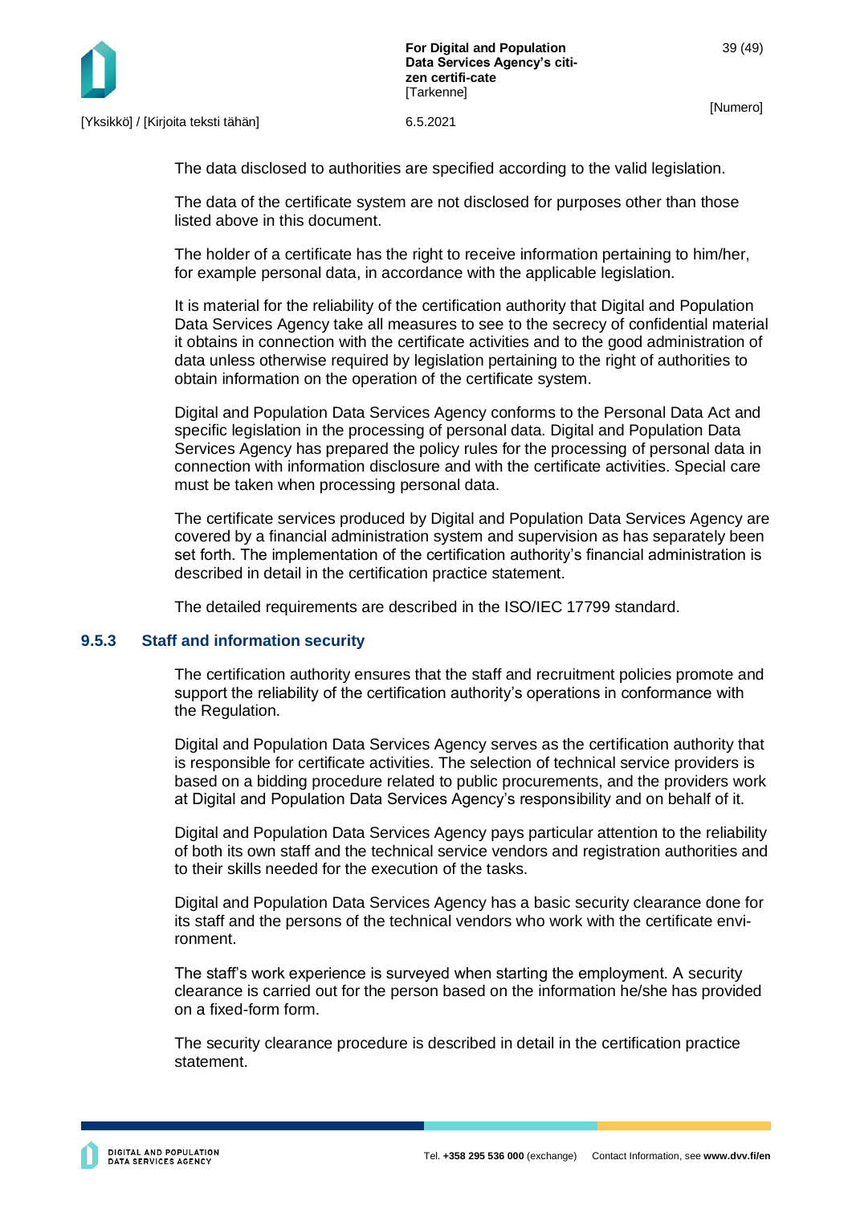The data disclosed to authorities are specified according to the valid legislation.

The data of the certificate system are not disclosed for purposes other than those listed above in this document.

The holder of a certificate has the right to receive information pertaining to him/her, for example personal data, in accordance with the applicable legislation.

It is material for the reliability of the certification authority that Digital and Population Data Services Agency take all measures to see to the secrecy of confidential material it obtains in connection with the certificate activities and to the good administration of data unless otherwise required by legislation pertaining to the right of authorities to obtain information on the operation of the certificate system.

Digital and Population Data Services Agency conforms to the Personal Data Act and specific legislation in the processing of personal data. Digital and Population Data Services Agency has prepared the policy rules for the processing of personal data in connection with information disclosure and with the certificate activities. Special care must be taken when processing personal data.

The certificate services produced by Digital and Population Data Services Agency are covered by a financial administration system and supervision as has separately been set forth. The implementation of the certification authority's financial administration is described in detail in the certification practice statement.

The detailed requirements are described in the ISO/IEC 17799 standard.

### 9.5.3 Staff and information security

The certification authority ensures that the staff and recruitment policies promote and support the reliability of the certification authority's operations in conformance with the Regulation.

Digital and Population Data Services Agency serves as the certification authority that is responsible for certificate activities. The selection of technical service providers is based on a bidding procedure related to public procurements, and the providers work at Digital and Population Data Services Agency's responsibility and on behalf of it.

Digital and Population Data Services Agency pays particular attention to the reliability of both its own staff and the technical service vendors and registration authorities and to their skills needed for the execution of the tasks.

Digital and Population Data Services Agency has a basic security clearance done for its staff and the persons of the technical vendors who work with the certificate environment.

The staff's work experience is surveyed when starting the employment. A security clearance is carried out for the person based on the information he/she has provided on a fixed-form form.

The security clearance procedure is described in detail in the certification practice statement.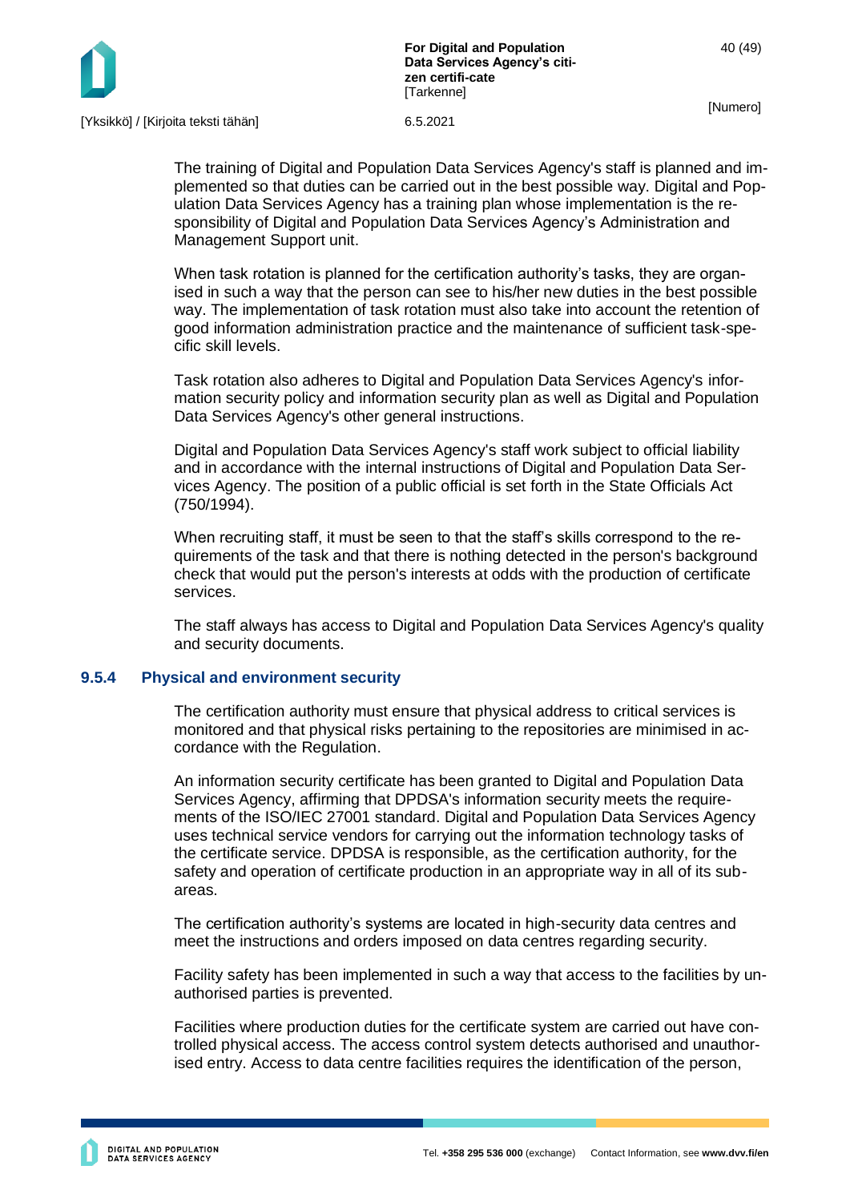The training of Digital and Population Data Services Agency's staff is planned and implemented so that duties can be carried out in the best possible way. Digital and Population Data Services Agency has a training plan whose implementation is the responsibility of Digital and Population Data Services Agency's Administration and Management Support unit.

When task rotation is planned for the certification authority's tasks, they are organised in such a way that the person can see to his/her new duties in the best possible way. The implementation of task rotation must also take into account the retention of good information administration practice and the maintenance of sufficient task-specific skill levels.

Task rotation also adheres to Digital and Population Data Services Agency's information security policy and information security plan as well as Digital and Population Data Services Agency's other general instructions.

Digital and Population Data Services Agency's staff work subject to official liability and in accordance with the internal instructions of Digital and Population Data Services Agency. The position of a public official is set forth in the State Officials Act (750/1994).

When recruiting staff, it must be seen to that the staff's skills correspond to the requirements of the task and that there is nothing detected in the person's background check that would put the person's interests at odds with the production of certificate services.

The staff always has access to Digital and Population Data Services Agency's quality and security documents.

### 9.5.4 Physical and environment security

The certification authority must ensure that physical address to critical services is monitored and that physical risks pertaining to the repositories are minimised in accordance with the Regulation.

An information security certificate has been granted to Digital and Population Data Services Agency, affirming that DPDSA's information security meets the requirements of the ISO/IEC 27001 standard. Digital and Population Data Services Agency uses technical service vendors for carrying out the information technology tasks of the certificate service. DPDSA is responsible, as the certification authority, for the safety and operation of certificate production in an appropriate way in all of its subareas.

The certification authority's systems are located in high-security data centres and meet the instructions and orders imposed on data centres regarding security.

Facility safety has been implemented in such a way that access to the facilities by unauthorised parties is prevented.

Facilities where production duties for the certificate system are carried out have controlled physical access. The access control system detects authorised and unauthorised entry. Access to data centre facilities requires the identification of the person,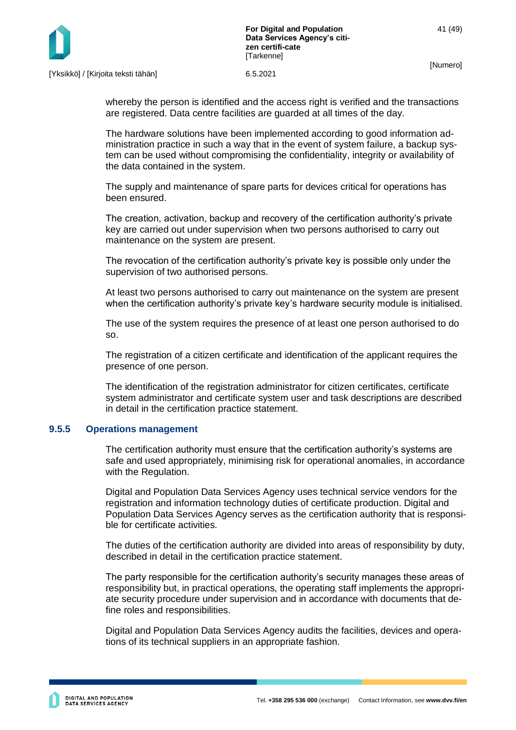whereby the person is identified and the access right is verified and the transactions are registered. Data centre facilities are guarded at all times of the day.

The hardware solutions have been implemented according to good information administration practice in such a way that in the event of system failure, a backup system can be used without compromising the confidentiality, integrity or availability of the data contained in the system.

The supply and maintenance of spare parts for devices critical for operations has been ensured.

The creation, activation, backup and recovery of the certification authority's private key are carried out under supervision when two persons authorised to carry out maintenance on the system are present.

The revocation of the certification authority's private key is possible only under the supervision of two authorised persons.

At least two persons authorised to carry out maintenance on the system are present when the certification authority's private key's hardware security module is initialised.

The use of the system requires the presence of at least one person authorised to do so.

The registration of a citizen certificate and identification of the applicant requires the presence of one person.

The identification of the registration administrator for citizen certificates, certificate system administrator and certificate system user and task descriptions are described in detail in the certification practice statement.

### 9.5.5 Operations management

The certification authority must ensure that the certification authority's systems are safe and used appropriately, minimising risk for operational anomalies, in accordance with the Regulation.

Digital and Population Data Services Agency uses technical service vendors for the registration and information technology duties of certificate production. Digital and Population Data Services Agency serves as the certification authority that is responsible for certificate activities.

The duties of the certification authority are divided into areas of responsibility by duty, described in detail in the certification practice statement.

The party responsible for the certification authority's security manages these areas of responsibility but, in practical operations, the operating staff implements the appropriate security procedure under supervision and in accordance with documents that define roles and responsibilities.

Digital and Population Data Services Agency audits the facilities, devices and operations of its technical suppliers in an appropriate fashion.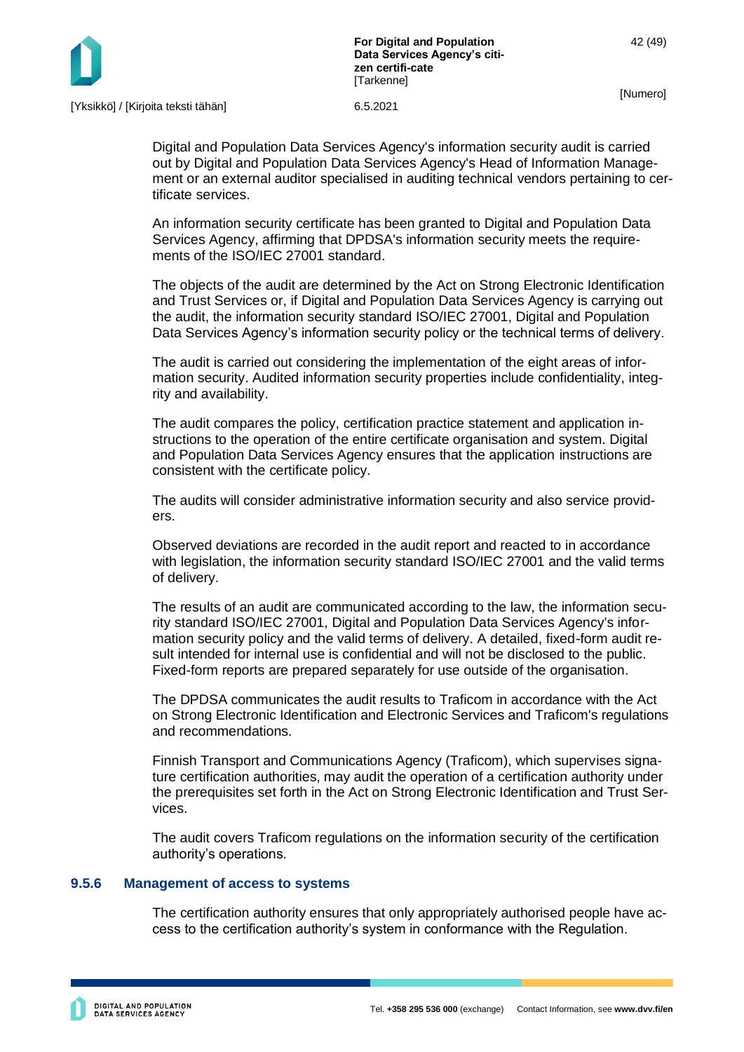Digital and Population Data Services Agency's information security audit is carried out by Digital and Population Data Services Agency's Head of Information Management or an external auditor specialised in auditing technical vendors pertaining to certificate services.

An information security certificate has been granted to Digital and Population Data Services Agency, affirming that DPDSA's information security meets the requirements of the ISO/IEC 27001 standard.

The objects of the audit are determined by the Act on Strong Electronic Identification and Trust Services or, if Digital and Population Data Services Agency is carrying out the audit, the information security standard ISO/IEC 27001, Digital and Population Data Services Agency's information security policy or the technical terms of delivery.

The audit is carried out considering the implementation of the eight areas of information security. Audited information security properties include confidentiality, integrity and availability.

The audit compares the policy, certification practice statement and application instructions to the operation of the entire certificate organisation and system. Digital and Population Data Services Agency ensures that the application instructions are consistent with the certificate policy.

The audits will consider administrative information security and also service providers.

Observed deviations are recorded in the audit report and reacted to in accordance with legislation, the information security standard ISO/IEC 27001 and the valid terms of delivery.

The results of an audit are communicated according to the law, the information security standard ISO/IEC 27001, Digital and Population Data Services Agency's information security policy and the valid terms of delivery. A detailed, fixed-form audit result intended for internal use is confidential and will not be disclosed to the public. Fixed-form reports are prepared separately for use outside of the organisation.

The DPDSA communicates the audit results to Traficom in accordance with the Act on Strong Electronic Identification and Electronic Services and Traficom's regulations and recommendations.

Finnish Transport and Communications Agency (Traficom), which supervises signature certification authorities, may audit the operation of a certification authority under the prerequisites set forth in the Act on Strong Electronic Identification and Trust Services.

The audit covers Traficom regulations on the information security of the certification authority's operations.

### 9.5.6 Management of access to systems

The certification authority ensures that only appropriately authorised people have access to the certification authority's system in conformance with the Regulation.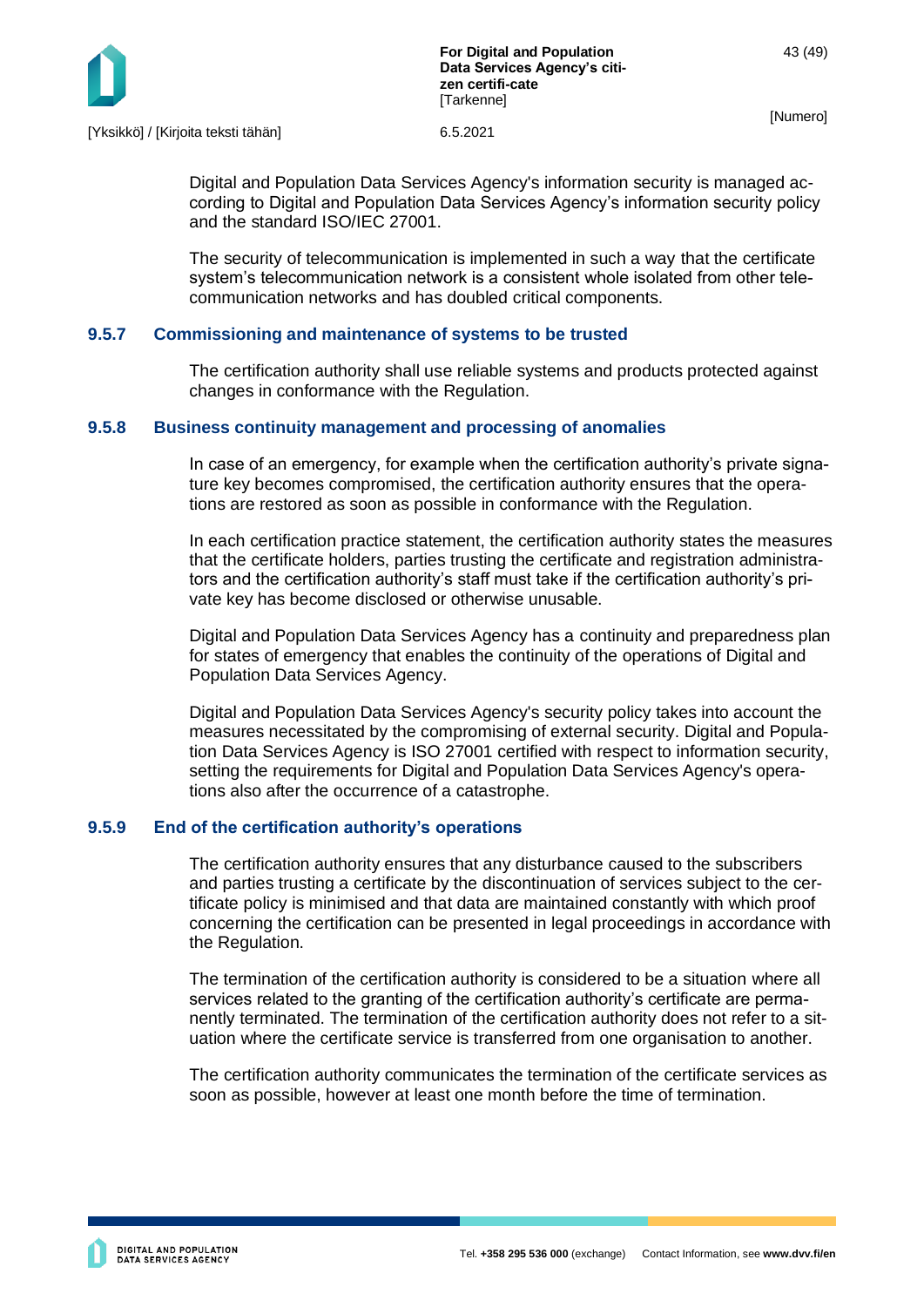Digital and Population Data Services Agency's information security is managed according to Digital and Population Data Services Agency's information security policy and the standard ISO/IEC 27001.

The security of telecommunication is implemented in such a way that the certificate system's telecommunication network is a consistent whole isolated from other telecommunication networks and has doubled critical components.

### 9.5.7 Commissioning and maintenance of systems to be trusted

The certification authority shall use reliable systems and products protected against changes in conformance with the Regulation.

### 9.5.8 Business continuity management and processing of anomalies

In case of an emergency, for example when the certification authority's private signature key becomes compromised, the certification authority ensures that the operations are restored as soon as possible in conformance with the Regulation.

In each certification practice statement, the certification authority states the measures that the certificate holders, parties trusting the certificate and registration administrators and the certification authority's staff must take if the certification authority's private key has become disclosed or otherwise unusable.

Digital and Population Data Services Agency has a continuity and preparedness plan for states of emergency that enables the continuity of the operations of Digital and Population Data Services Agency.

Digital and Population Data Services Agency's security policy takes into account the measures necessitated by the compromising of external security. Digital and Population Data Services Agency is ISO 27001 certified with respect to information security, setting the requirements for Digital and Population Data Services Agency's operations also after the occurrence of a catastrophe.

### 9.5.9 End of the certification authority's operations

The certification authority ensures that any disturbance caused to the subscribers and parties trusting a certificate by the discontinuation of services subject to the certificate policy is minimised and that data are maintained constantly with which proof concerning the certification can be presented in legal proceedings in accordance with the Regulation.

The termination of the certification authority is considered to be a situation where all services related to the granting of the certification authority's certificate are permanently terminated. The termination of the certification authority does not refer to a situation where the certificate service is transferred from one organisation to another.

The certification authority communicates the termination of the certificate services as soon as possible, however at least one month before the time of termination.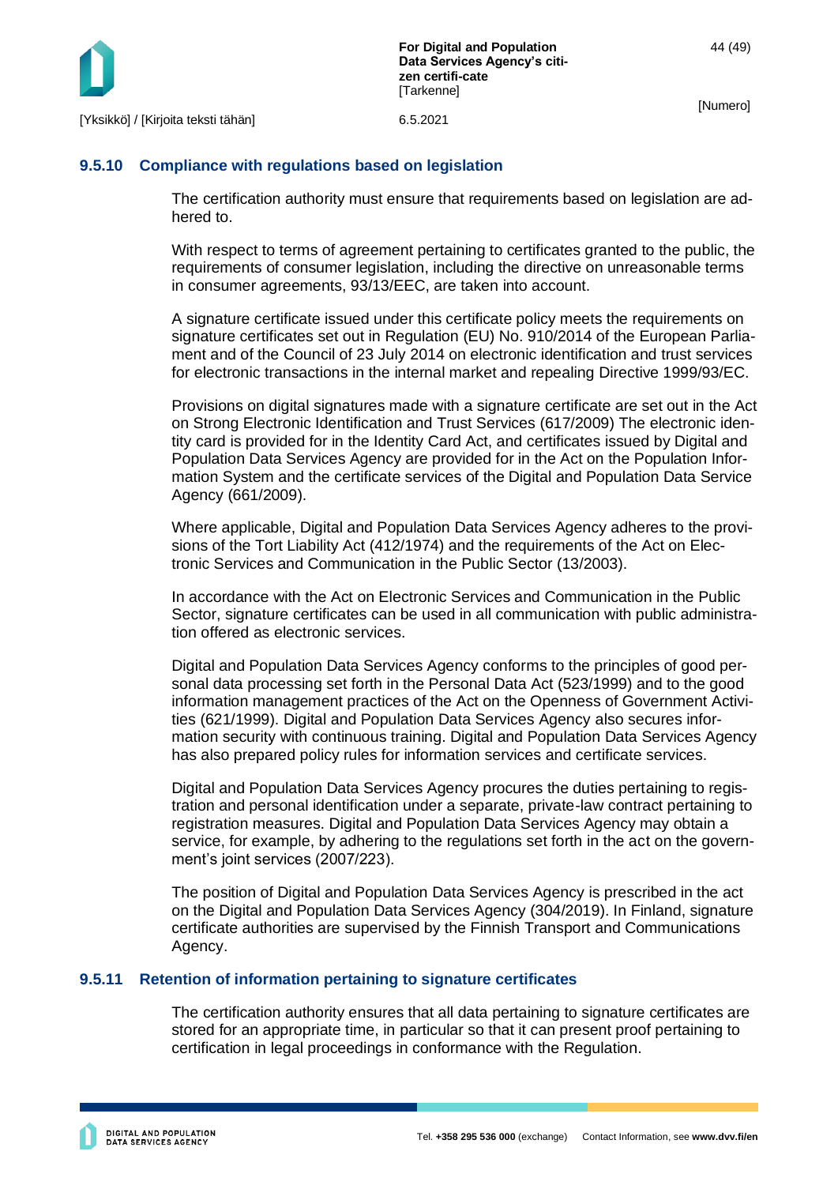### 9.5.10 Compliance with regulations based on legislation

The certification authority must ensure that requirements based on legislation are adhered to.

With respect to terms of agreement pertaining to certificates granted to the public, the requirements of consumer legislation, including the directive on unreasonable terms in consumer agreements, 93/13/EEC, are taken into account.

A signature certificate issued under this certificate policy meets the requirements on signature certificates set out in Regulation (EU) No. 910/2014 of the European Parliament and of the Council of 23 July 2014 on electronic identification and trust services for electronic transactions in the internal market and repealing Directive 1999/93/EC.

Provisions on digital signatures made with a signature certificate are set out in the Act on Strong Electronic Identification and Trust Services (617/2009) The electronic identity card is provided for in the Identity Card Act, and certificates issued by Digital and Population Data Services Agency are provided for in the Act on the Population Information System and the certificate services of the Digital and Population Data Service Agency (661/2009).

Where applicable, Digital and Population Data Services Agency adheres to the provisions of the Tort Liability Act (412/1974) and the requirements of the Act on Electronic Services and Communication in the Public Sector (13/2003).

In accordance with the Act on Electronic Services and Communication in the Public Sector, signature certificates can be used in all communication with public administration offered as electronic services.

Digital and Population Data Services Agency conforms to the principles of good personal data processing set forth in the Personal Data Act (523/1999) and to the good information management practices of the Act on the Openness of Government Activities (621/1999). Digital and Population Data Services Agency also secures information security with continuous training. Digital and Population Data Services Agency has also prepared policy rules for information services and certificate services.

Digital and Population Data Services Agency procures the duties pertaining to registration and personal identification under a separate, private-law contract pertaining to registration measures. Digital and Population Data Services Agency may obtain a service, for example, by adhering to the regulations set forth in the act on the government's joint services (2007/223).

The position of Digital and Population Data Services Agency is prescribed in the act on the Digital and Population Data Services Agency (304/2019). In Finland, signature certificate authorities are supervised by the Finnish Transport and Communications Agency.

### 9.5.11 Retention of information pertaining to signature certificates

The certification authority ensures that all data pertaining to signature certificates are stored for an appropriate time, in particular so that it can present proof pertaining to certification in legal proceedings in conformance with the Regulation.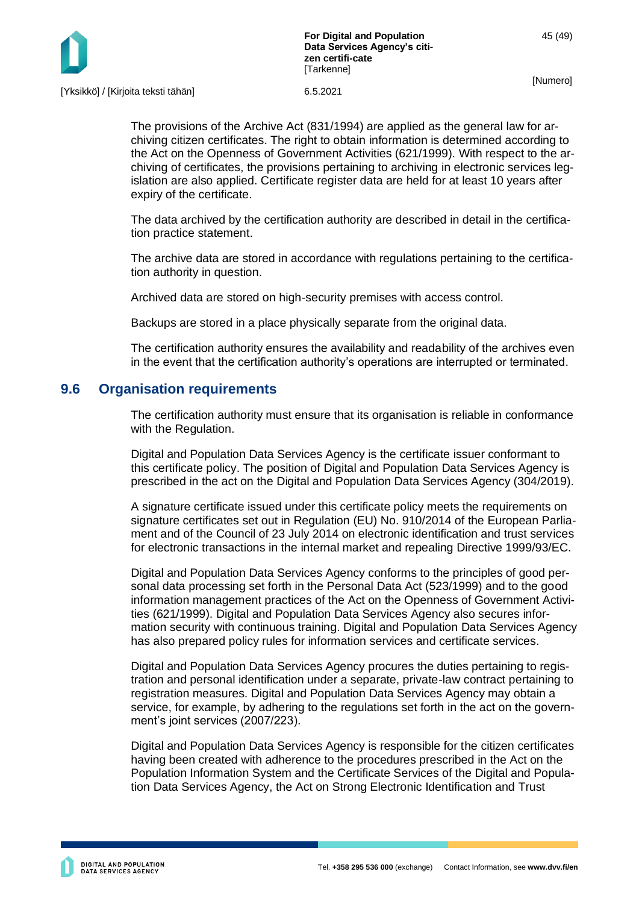The provisions of the Archive Act (831/1994) are applied as the general law for archiving citizen certificates. The right to obtain information is determined according to the Act on the Openness of Government Activities (621/1999). With respect to the archiving of certificates, the provisions pertaining to archiving in electronic services legislation are also applied. Certificate register data are held for at least 10 years after expiry of the certificate.

The data archived by the certification authority are described in detail in the certification practice statement.

The archive data are stored in accordance with regulations pertaining to the certification authority in question.

Archived data are stored on high-security premises with access control.

Backups are stored in a place physically separate from the original data.

The certification authority ensures the availability and readability of the archives even in the event that the certification authority's operations are interrupted or terminated.

## 9.6 Organisation requirements

The certification authority must ensure that its organisation is reliable in conformance with the Regulation.

Digital and Population Data Services Agency is the certificate issuer conformant to this certificate policy. The position of Digital and Population Data Services Agency is prescribed in the act on the Digital and Population Data Services Agency (304/2019).

A signature certificate issued under this certificate policy meets the requirements on signature certificates set out in Regulation (EU) No. 910/2014 of the European Parliament and of the Council of 23 July 2014 on electronic identification and trust services for electronic transactions in the internal market and repealing Directive 1999/93/EC.

Digital and Population Data Services Agency conforms to the principles of good personal data processing set forth in the Personal Data Act (523/1999) and to the good information management practices of the Act on the Openness of Government Activities (621/1999). Digital and Population Data Services Agency also secures information security with continuous training. Digital and Population Data Services Agency has also prepared policy rules for information services and certificate services.

Digital and Population Data Services Agency procures the duties pertaining to registration and personal identification under a separate, private-law contract pertaining to registration measures. Digital and Population Data Services Agency may obtain a service, for example, by adhering to the regulations set forth in the act on the government's joint services (2007/223).

Digital and Population Data Services Agency is responsible for the citizen certificates having been created with adherence to the procedures prescribed in the Act on the Population Information System and the Certificate Services of the Digital and Population Data Services Agency, the Act on Strong Electronic Identification and Trust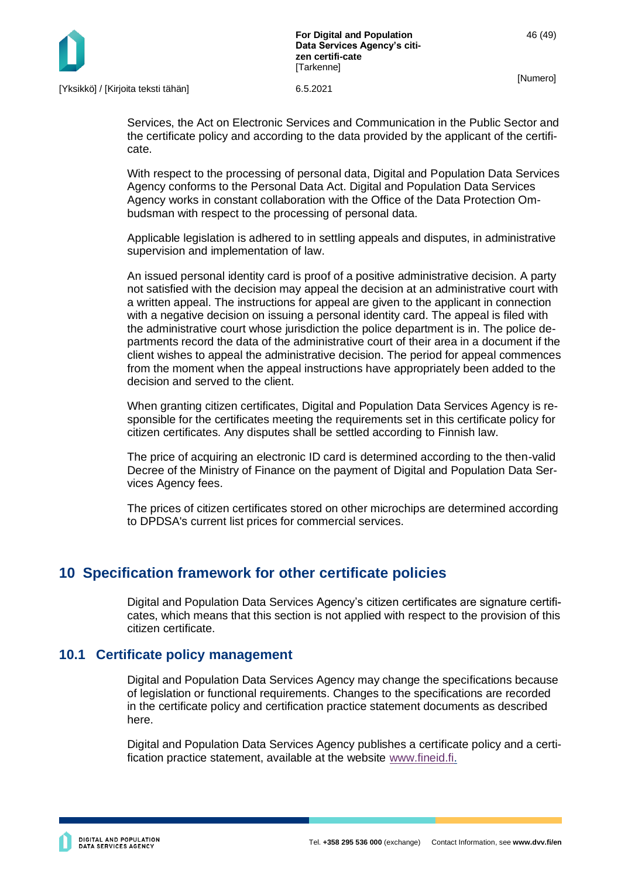Services, the Act on Electronic Services and Communication in the Public Sector and the certificate policy and according to the data provided by the applicant of the certificate.

With respect to the processing of personal data, Digital and Population Data Services Agency conforms to the Personal Data Act. Digital and Population Data Services Agency works in constant collaboration with the Office of the Data Protection Ombudsman with respect to the processing of personal data.

Applicable legislation is adhered to in settling appeals and disputes, in administrative supervision and implementation of law.

An issued personal identity card is proof of a positive administrative decision. A party not satisfied with the decision may appeal the decision at an administrative court with a written appeal. The instructions for appeal are given to the applicant in connection with a negative decision on issuing a personal identity card. The appeal is filed with the administrative court whose jurisdiction the police department is in. The police departments record the data of the administrative court of their area in a document if the client wishes to appeal the administrative decision. The period for appeal commences from the moment when the appeal instructions have appropriately been added to the decision and served to the client.

When granting citizen certificates, Digital and Population Data Services Agency is responsible for the certificates meeting the requirements set in this certificate policy for citizen certificates. Any disputes shall be settled according to Finnish law.

The price of acquiring an electronic ID card is determined according to the then-valid Decree of the Ministry of Finance on the payment of Digital and Population Data Services Agency fees.

The prices of citizen certificates stored on other microchips are determined according to DPDSA's current list prices for commercial services.

# 10 Specification framework for other certificate policies

Digital and Population Data Services Agency's citizen certificates are signature certificates, which means that this section is not applied with respect to the provision of this citizen certificate.

## 10.1 Certificate policy management

Digital and Population Data Services Agency may change the specifications because of legislation or functional requirements. Changes to the specifications are recorded in the certificate policy and certification practice statement documents as described here.

Digital and Population Data Services Agency publishes a certificate policy and a certification practice statement, available at the website www.fineid.fi.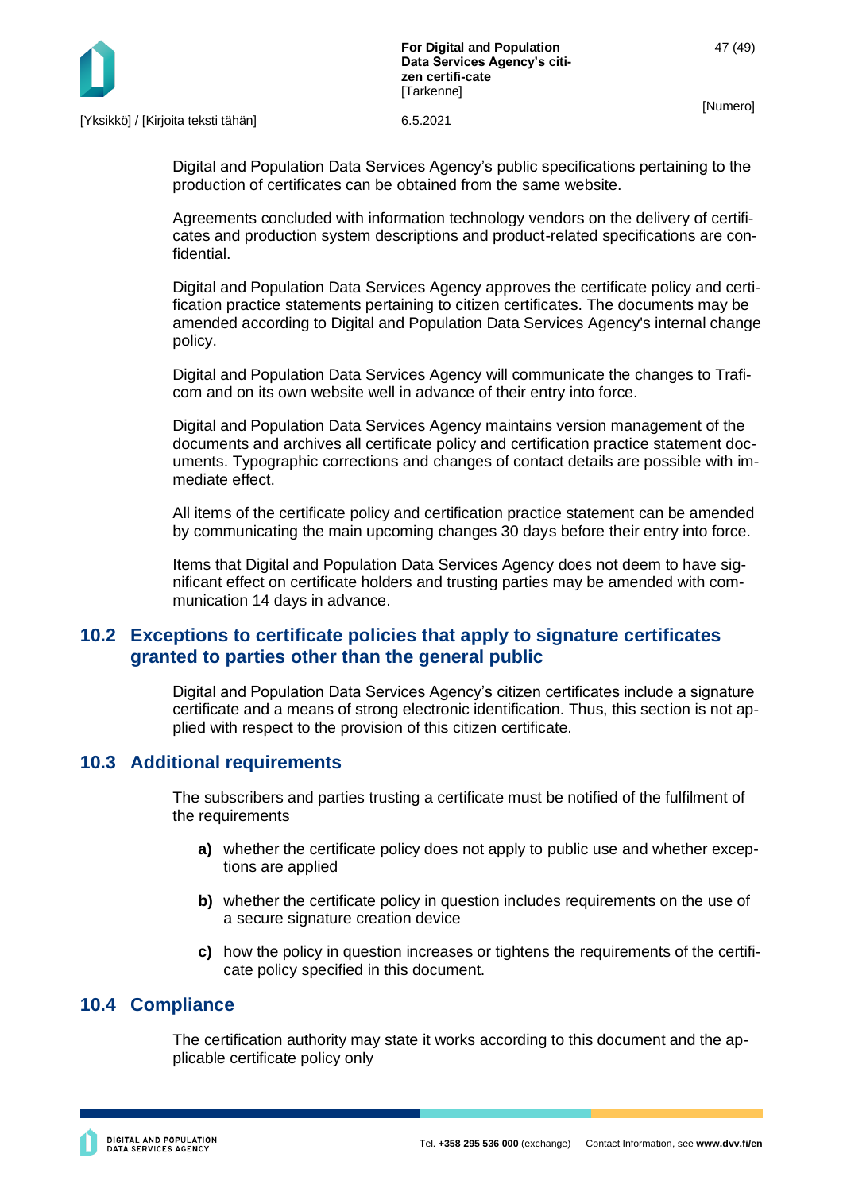Digital and Population Data Services Agency's public specifications pertaining to the production of certificates can be obtained from the same website.

Agreements concluded with information technology vendors on the delivery of certificates and production system descriptions and product-related specifications are confidential.

Digital and Population Data Services Agency approves the certificate policy and certification practice statements pertaining to citizen certificates. The documents may be amended according to Digital and Population Data Services Agency's internal change policy.

Digital and Population Data Services Agency will communicate the changes to Traficom and on its own website well in advance of their entry into force.

Digital and Population Data Services Agency maintains version management of the documents and archives all certificate policy and certification practice statement documents. Typographic corrections and changes of contact details are possible with immediate effect.

All items of the certificate policy and certification practice statement can be amended by communicating the main upcoming changes 30 days before their entry into force.

Items that Digital and Population Data Services Agency does not deem to have significant effect on certificate holders and trusting parties may be amended with communication 14 days in advance.

## 10.2 Exceptions to certificate policies that apply to signature certificates granted to parties other than the general public

Digital and Population Data Services Agency's citizen certificates include a signature certificate and a means of strong electronic identification. Thus, this section is not applied with respect to the provision of this citizen certificate.

## 10.3 Additional requirements

The subscribers and parties trusting a certificate must be notified of the fulfilment of the requirements

**a)** whether the certificate policy does not apply to public use and whether exceptions are applied

**b)** whether the certificate policy in question includes requirements on the use of a secure signature creation device

**c)** how the policy in question increases or tightens the requirements of the certificate policy specified in this document.

## 10.4 Compliance

The certification authority may state it works according to this document and the applicable certificate policy only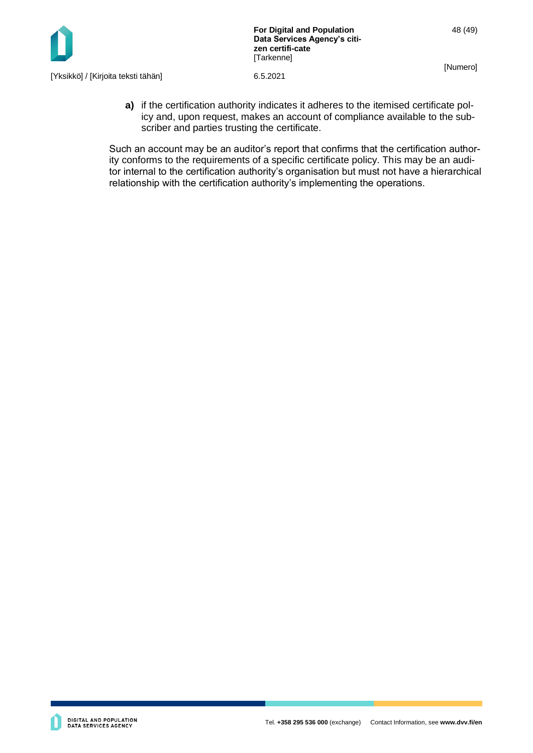**a)** if the certification authority indicates it adheres to the itemised certificate policy and, upon request, makes an account of compliance available to the subscriber and parties trusting the certificate.

Such an account may be an auditor's report that confirms that the certification authority conforms to the requirements of a specific certificate policy. This may be an auditor internal to the certification authority's organisation but must not have a hierarchical relationship with the certification authority's implementing the operations.